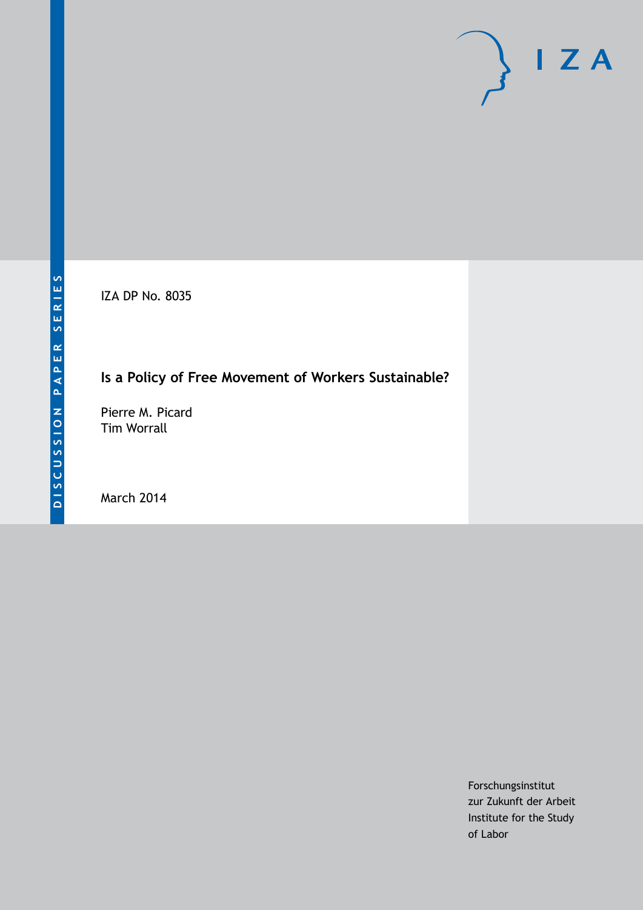DISCUSSION PAPER SERIES

IZA DP No. 8035

# Is a Policy of Free Movement of Workers Sustainable?

Pierre M. Picard
Tim Worrall

March 2014

Forschungsinstitut
zur Zukunft der Arbeit
Institute for the Study
of Labor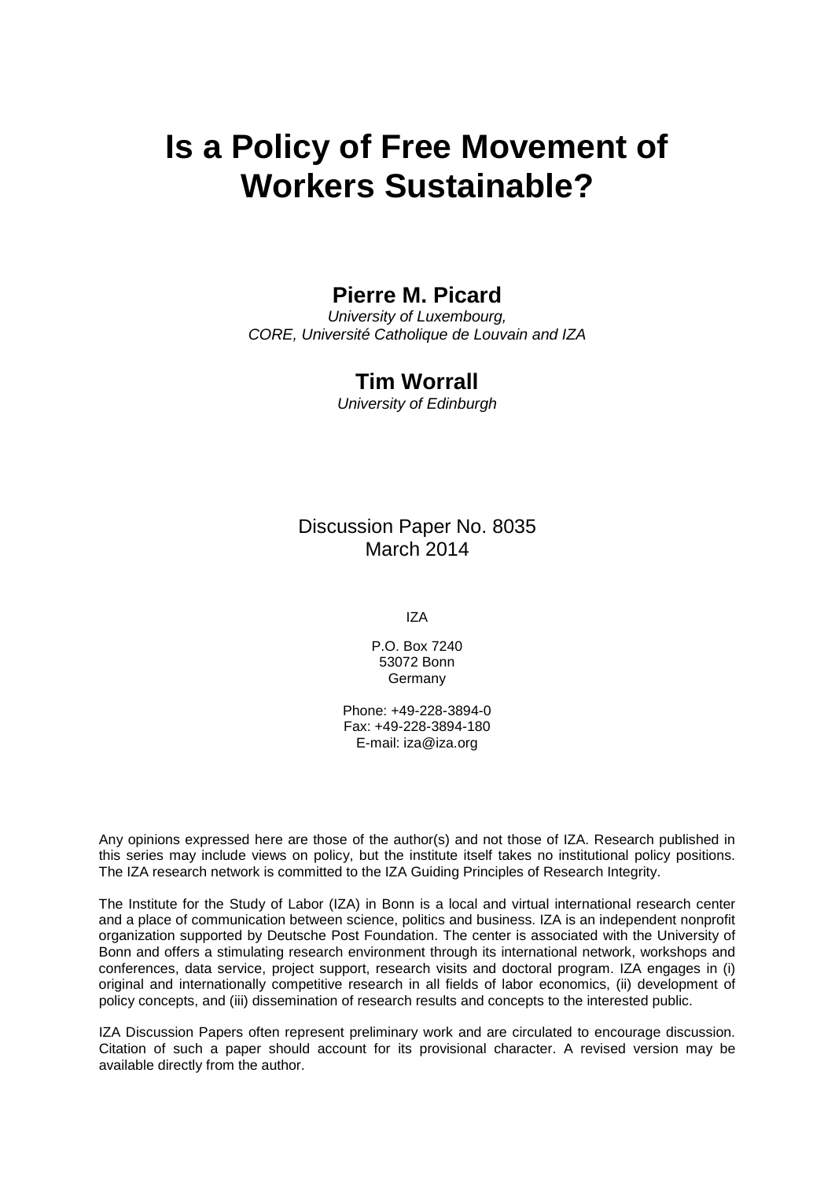# Is a Policy of Free Movement of Workers Sustainable?

## Pierre M. Picard

*University of Luxembourg, CORE, Université Catholique de Louvain and IZA*

## Tim Worrall

*University of Edinburgh*

Discussion Paper No. 8035
March 2014

IZA

P.O. Box 7240
53072 Bonn
Germany

Phone: +49-228-3894-0
Fax: +49-228-3894-180
E-mail: iza@iza.org

Any opinions expressed here are those of the author(s) and not those of IZA. Research published in this series may include views on policy, but the institute itself takes no institutional policy positions. The IZA research network is committed to the IZA Guiding Principles of Research Integrity.

The Institute for the Study of Labor (IZA) in Bonn is a local and virtual international research center and a place of communication between science, politics and business. IZA is an independent nonprofit organization supported by Deutsche Post Foundation. The center is associated with the University of Bonn and offers a stimulating research environment through its international network, workshops and conferences, data service, project support, research visits and doctoral program. IZA engages in (i) original and internationally competitive research in all fields of labor economics, (ii) development of policy concepts, and (iii) dissemination of research results and concepts to the interested public.

IZA Discussion Papers often represent preliminary work and are circulated to encourage discussion. Citation of such a paper should account for its provisional character. A revised version may be available directly from the author.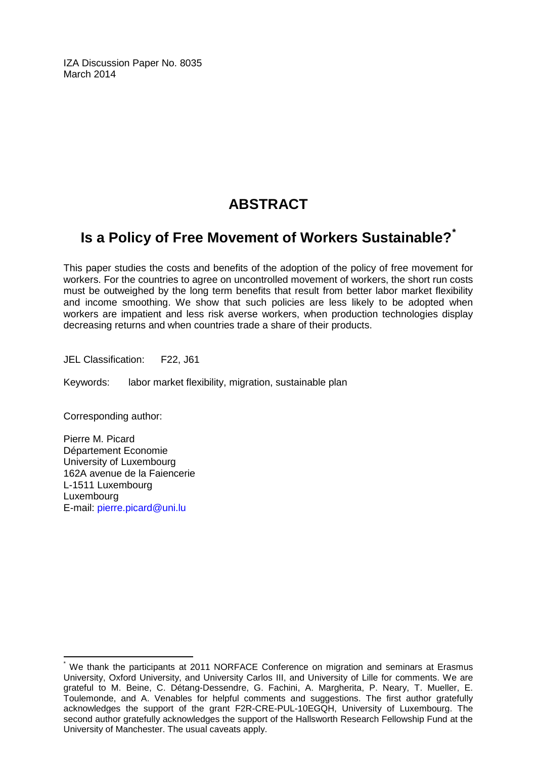IZA Discussion Paper No. 8035
March 2014

# ABSTRACT

## Is a Policy of Free Movement of Workers Sustainable?*

This paper studies the costs and benefits of the adoption of the policy of free movement for workers. For the countries to agree on uncontrolled movement of workers, the short run costs must be outweighed by the long term benefits that result from better labor market flexibility and income smoothing. We show that such policies are less likely to be adopted when workers are impatient and less risk averse workers, when production technologies display decreasing returns and when countries trade a share of their products.

JEL Classification: F22, J61

Keywords: labor market flexibility, migration, sustainable plan

Corresponding author:

Pierre M. Picard
Département Economie
University of Luxembourg
162A avenue de la Faiencerie
L-1511 Luxembourg
Luxembourg
E-mail: pierre.picard@uni.lu

* We thank the participants at 2011 NORFACE Conference on migration and seminars at Erasmus University, Oxford University, and University Carlos III, and University of Lille for comments. We are grateful to M. Beine, C. Détang-Dessendre, G. Fachini, A. Margherita, P. Neary, T. Mueller, E. Toulemonde, and A. Venables for helpful comments and suggestions. The first author gratefully acknowledges the support of the grant F2R-CRE-PUL-10EGQH, University of Luxembourg. The second author gratefully acknowledges the support of the Hallsworth Research Fellowship Fund at the University of Manchester. The usual caveats apply.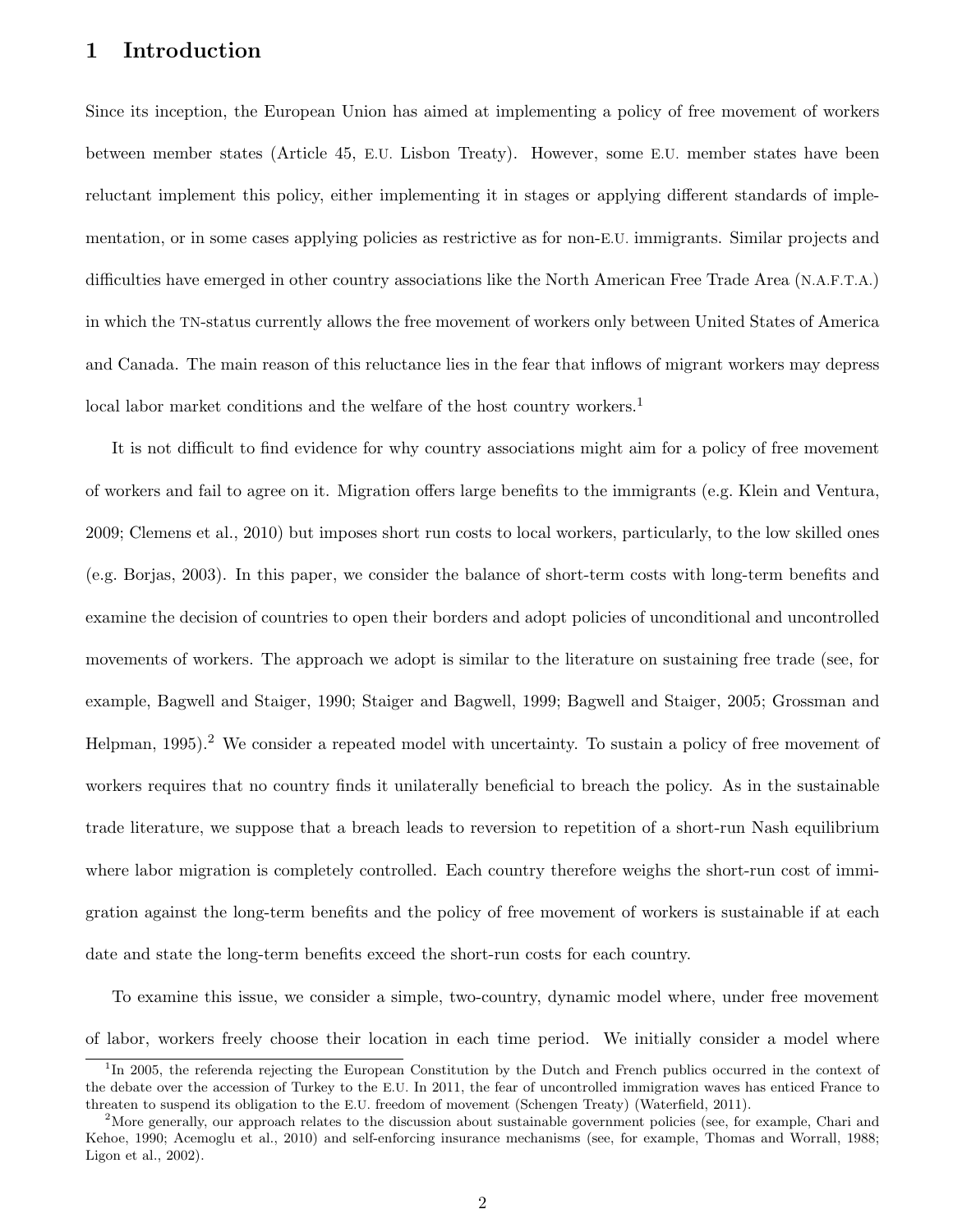# 1 Introduction

Since its inception, the European Union has aimed at implementing a policy of free movement of workers between member states (Article 45, E.U. Lisbon Treaty). However, some E.U. member states have been reluctant implement this policy, either implementing it in stages or applying different standards of implementation, or in some cases applying policies as restrictive as for non-E.U. immigrants. Similar projects and difficulties have emerged in other country associations like the North American Free Trade Area (N.A.F.T.A.) in which the TN-status currently allows the free movement of workers only between United States of America and Canada. The main reason of this reluctance lies in the fear that inflows of migrant workers may depress local labor market conditions and the welfare of the host country workers.[1]

It is not difficult to find evidence for why country associations might aim for a policy of free movement of workers and fail to agree on it. Migration offers large benefits to the immigrants (e.g. Klein and Ventura, 2009; Clemens et al., 2010) but imposes short run costs to local workers, particularly, to the low skilled ones (e.g. Borjas, 2003). In this paper, we consider the balance of short-term costs with long-term benefits and examine the decision of countries to open their borders and adopt policies of unconditional and uncontrolled movements of workers. The approach we adopt is similar to the literature on sustaining free trade (see, for example, Bagwell and Staiger, 1990; Staiger and Bagwell, 1999; Bagwell and Staiger, 2005; Grossman and Helpman, 1995).[2] We consider a repeated model with uncertainty. To sustain a policy of free movement of workers requires that no country finds it unilaterally beneficial to breach the policy. As in the sustainable trade literature, we suppose that a breach leads to reversion to repetition of a short-run Nash equilibrium where labor migration is completely controlled. Each country therefore weighs the short-run cost of immigration against the long-term benefits and the policy of free movement of workers is sustainable if at each date and state the long-term benefits exceed the short-run costs for each country.

To examine this issue, we consider a simple, two-country, dynamic model where, under free movement of labor, workers freely choose their location in each time period. We initially consider a model where

[1] In 2005, the referenda rejecting the European Constitution by the Dutch and French publics occurred in the context of the debate over the accession of Turkey to the E.U. In 2011, the fear of uncontrolled immigration waves has enticed France to threaten to suspend its obligation to the E.U. freedom of movement (Schengen Treaty) (Waterfield, 2011).

[2] More generally, our approach relates to the discussion about sustainable government policies (see, for example, Chari and Kehoe, 1990; Acemoglu et al., 2010) and self-enforcing insurance mechanisms (see, for example, Thomas and Worrall, 1988; Ligon et al., 2002).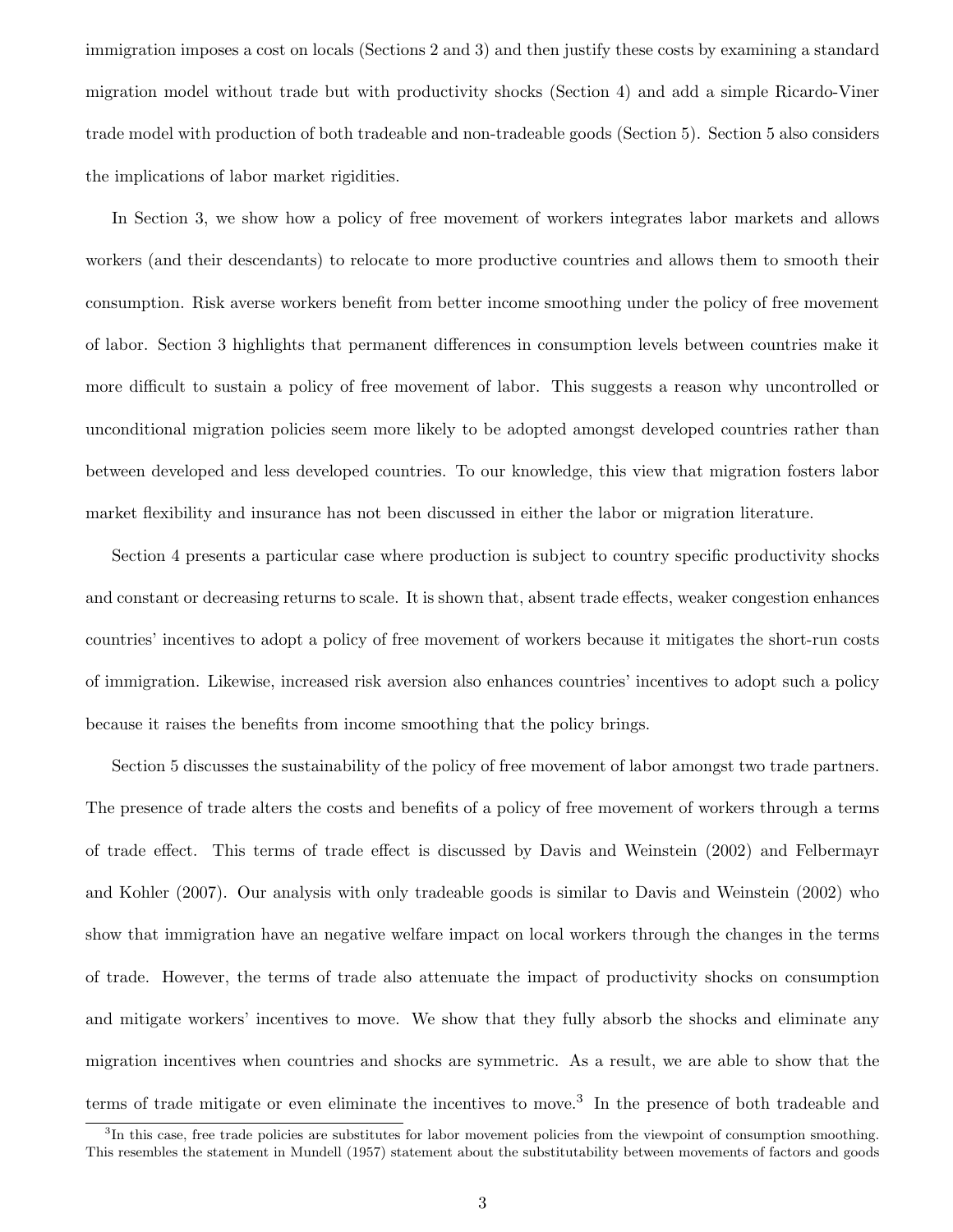immigration imposes a cost on locals (Sections 2 and 3) and then justify these costs by examining a standard migration model without trade but with productivity shocks (Section 4) and add a simple Ricardo-Viner trade model with production of both tradeable and non-tradeable goods (Section 5). Section 5 also considers the implications of labor market rigidities.

In Section 3, we show how a policy of free movement of workers integrates labor markets and allows workers (and their descendants) to relocate to more productive countries and allows them to smooth their consumption. Risk averse workers benefit from better income smoothing under the policy of free movement of labor. Section 3 highlights that permanent differences in consumption levels between countries make it more difficult to sustain a policy of free movement of labor. This suggests a reason why uncontrolled or unconditional migration policies seem more likely to be adopted amongst developed countries rather than between developed and less developed countries. To our knowledge, this view that migration fosters labor market flexibility and insurance has not been discussed in either the labor or migration literature.

Section 4 presents a particular case where production is subject to country specific productivity shocks and constant or decreasing returns to scale. It is shown that, absent trade effects, weaker congestion enhances countries' incentives to adopt a policy of free movement of workers because it mitigates the short-run costs of immigration. Likewise, increased risk aversion also enhances countries' incentives to adopt such a policy because it raises the benefits from income smoothing that the policy brings.

Section 5 discusses the sustainability of the policy of free movement of labor amongst two trade partners. The presence of trade alters the costs and benefits of a policy of free movement of workers through a terms of trade effect. This terms of trade effect is discussed by Davis and Weinstein (2002) and Felbermayr and Kohler (2007). Our analysis with only tradeable goods is similar to Davis and Weinstein (2002) who show that immigration have an negative welfare impact on local workers through the changes in the terms of trade. However, the terms of trade also attenuate the impact of productivity shocks on consumption and mitigate workers' incentives to move. We show that they fully absorb the shocks and eliminate any migration incentives when countries and shocks are symmetric. As a result, we are able to show that the terms of trade mitigate or even eliminate the incentives to move.[3] In the presence of both tradeable and

[3]In this case, free trade policies are substitutes for labor movement policies from the viewpoint of consumption smoothing. This resembles the statement in Mundell (1957) statement about the substitutability between movements of factors and goods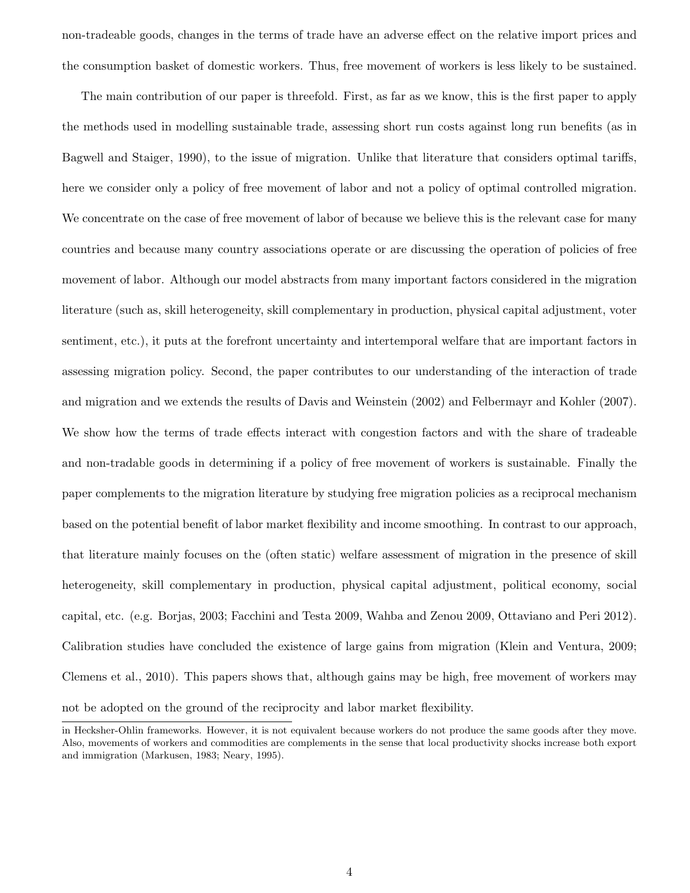non-tradeable goods, changes in the terms of trade have an adverse effect on the relative import prices and the consumption basket of domestic workers. Thus, free movement of workers is less likely to be sustained.

The main contribution of our paper is threefold. First, as far as we know, this is the first paper to apply the methods used in modelling sustainable trade, assessing short run costs against long run benefits (as in Bagwell and Staiger, 1990), to the issue of migration. Unlike that literature that considers optimal tariffs, here we consider only a policy of free movement of labor and not a policy of optimal controlled migration. We concentrate on the case of free movement of labor of because we believe this is the relevant case for many countries and because many country associations operate or are discussing the operation of policies of free movement of labor. Although our model abstracts from many important factors considered in the migration literature (such as, skill heterogeneity, skill complementary in production, physical capital adjustment, voter sentiment, etc.), it puts at the forefront uncertainty and intertemporal welfare that are important factors in assessing migration policy. Second, the paper contributes to our understanding of the interaction of trade and migration and we extends the results of Davis and Weinstein (2002) and Felbermayr and Kohler (2007). We show how the terms of trade effects interact with congestion factors and with the share of tradeable and non-tradable goods in determining if a policy of free movement of workers is sustainable. Finally the paper complements to the migration literature by studying free migration policies as a reciprocal mechanism based on the potential benefit of labor market flexibility and income smoothing. In contrast to our approach, that literature mainly focuses on the (often static) welfare assessment of migration in the presence of skill heterogeneity, skill complementary in production, physical capital adjustment, political economy, social capital, etc. (e.g. Borjas, 2003; Facchini and Testa 2009, Wahba and Zenou 2009, Ottaviano and Peri 2012). Calibration studies have concluded the existence of large gains from migration (Klein and Ventura, 2009; Clemens et al., 2010). This papers shows that, although gains may be high, free movement of workers may not be adopted on the ground of the reciprocity and labor market flexibility.

in Hecksher-Ohlin frameworks. However, it is not equivalent because workers do not produce the same goods after they move. Also, movements of workers and commodities are complements in the sense that local productivity shocks increase both export and immigration (Markusen, 1983; Neary, 1995).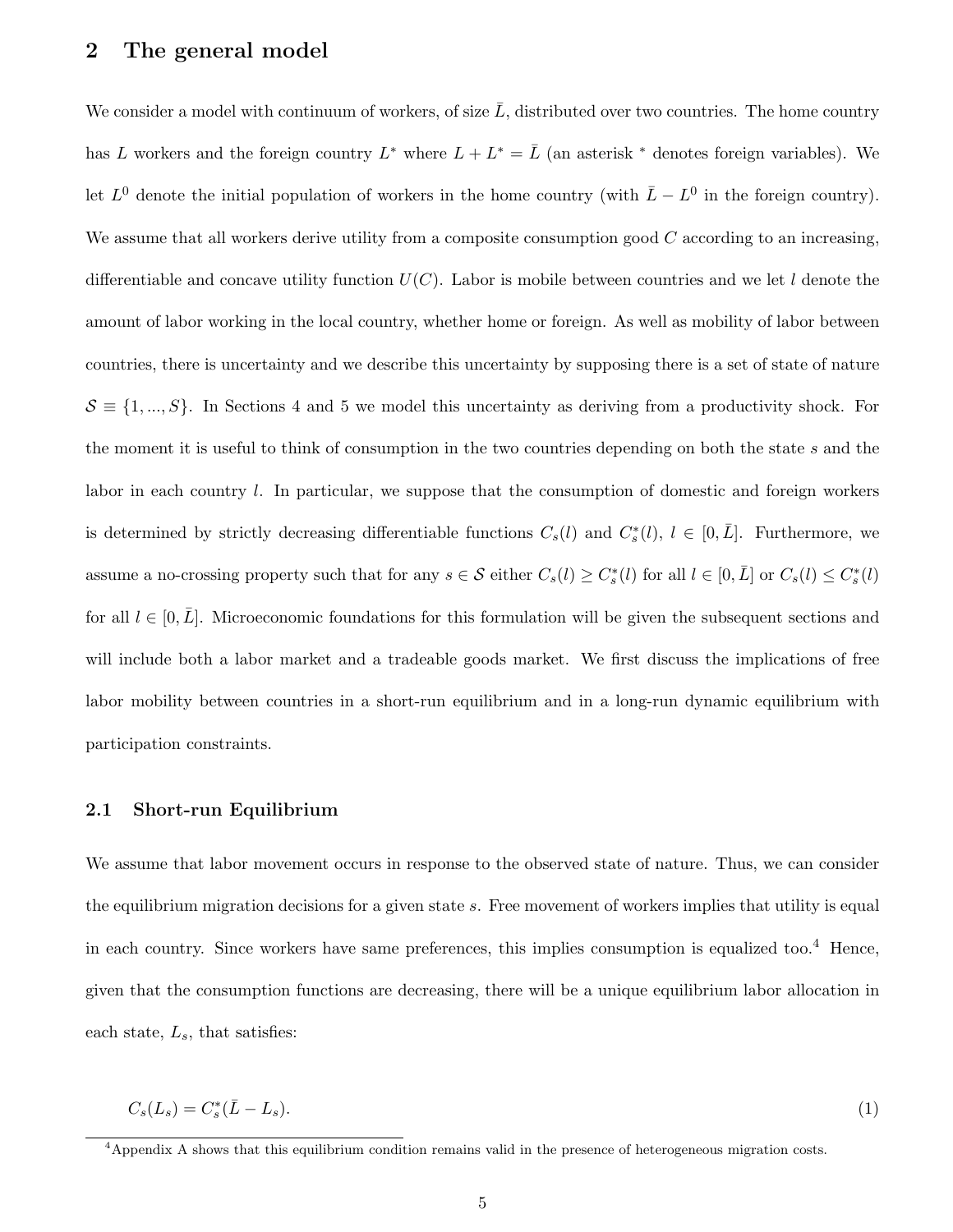## 2 The general model

We consider a model with continuum of workers, of size $\bar{L}$, distributed over two countries. The home country has $L$ workers and the foreign country $L^*$ where $L + L^* = \bar{L}$ (an asterisk $^*$ denotes foreign variables). We let $L^0$ denote the initial population of workers in the home country (with $\bar{L} - L^0$ in the foreign country). We assume that all workers derive utility from a composite consumption good $C$ according to an increasing, differentiable and concave utility function $U(C)$. Labor is mobile between countries and we let $l$ denote the amount of labor working in the local country, whether home or foreign. As well as mobility of labor between countries, there is uncertainty and we describe this uncertainty by supposing there is a set of state of nature $\mathcal{S} \equiv \{1, ..., S\}$. In Sections 4 and 5 we model this uncertainty as deriving from a productivity shock. For the moment it is useful to think of consumption in the two countries depending on both the state $s$ and the labor in each country $l$. In particular, we suppose that the consumption of domestic and foreign workers is determined by strictly decreasing differentiable functions $C_s(l)$ and $C_s^*(l)$, $l \in [0, \bar{L}]$. Furthermore, we assume a no-crossing property such that for any $s \in \mathcal{S}$ either $C_s(l) \geq C_s^*(l)$ for all $l \in [0, \bar{L}]$ or $C_s(l) \leq C_s^*(l)$ for all $l \in [0, \bar{L}]$. Microeconomic foundations for this formulation will be given the subsequent sections and will include both a labor market and a tradeable goods market. We first discuss the implications of free labor mobility between countries in a short-run equilibrium and in a long-run dynamic equilibrium with participation constraints.

### 2.1 Short-run Equilibrium

We assume that labor movement occurs in response to the observed state of nature. Thus, we can consider the equilibrium migration decisions for a given state $s$. Free movement of workers implies that utility is equal in each country. Since workers have same preferences, this implies consumption is equalized too.[4] Hence, given that the consumption functions are decreasing, there will be a unique equilibrium labor allocation in each state, $L_s$, that satisfies:

$$C_s(L_s) = C_s^*(\bar{L} - L_s). \tag{1}$$

[4] Appendix A shows that this equilibrium condition remains valid in the presence of heterogeneous migration costs.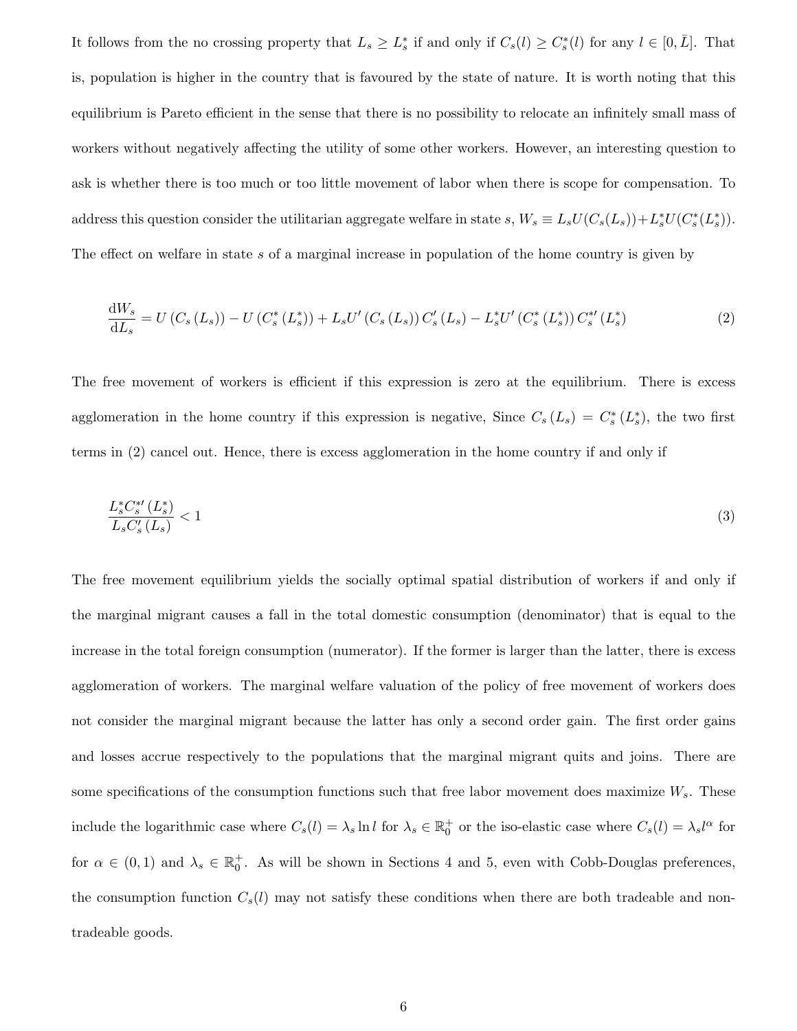It follows from the no crossing property that $L_s \geq L_s^*$ if and only if $C_s(l) \geq C_s^*(l)$ for any $l \in [0, \bar{L}]$. That is, population is higher in the country that is favoured by the state of nature. It is worth noting that this equilibrium is Pareto efficient in the sense that there is no possibility to relocate an infinitely small mass of workers without negatively affecting the utility of some other workers. However, an interesting question to ask is whether there is too much or too little movement of labor when there is scope for compensation. To address this question consider the utilitarian aggregate welfare in state $s$, $W_s \equiv L_s U(C_s(L_s)) + L_s^* U(C_s^*(L_s^*))$. The effect on welfare in state $s$ of a marginal increase in population of the home country is given by

$$\frac{\mathrm{d}W_s}{\mathrm{d}L_s} = U\left(C_s\left(L_s\right)\right) - U\left(C_s^*\left(L_s^*\right)\right) + L_s U'\left(C_s\left(L_s\right)\right) C_s'\left(L_s\right) - L_s^* U'\left(C_s^*\left(L_s^*\right)\right) C_s^{*\prime}\left(L_s^*\right) \tag{2}$$

The free movement of workers is efficient if this expression is zero at the equilibrium. There is excess agglomeration in the home country if this expression is negative, Since $C_s\left(L_s\right) = C_s^*\left(L_s^*\right)$, the two first terms in (2) cancel out. Hence, there is excess agglomeration in the home country if and only if

$$\frac{L_s^* C_s^{*\prime}\left(L_s^*\right)}{L_s C_s'\left(L_s\right)} < 1 \tag{3}$$

The free movement equilibrium yields the socially optimal spatial distribution of workers if and only if the marginal migrant causes a fall in the total domestic consumption (denominator) that is equal to the increase in the total foreign consumption (numerator). If the former is larger than the latter, there is excess agglomeration of workers. The marginal welfare valuation of the policy of free movement of workers does not consider the marginal migrant because the latter has only a second order gain. The first order gains and losses accrue respectively to the populations that the marginal migrant quits and joins. There are some specifications of the consumption functions such that free labor movement does maximize $W_s$. These include the logarithmic case where $C_s(l) = \lambda_s \ln l$ for $\lambda_s \in \mathbb{R}_0^+$ or the iso-elastic case where $C_s(l) = \lambda_s l^\alpha$ for for $\alpha \in (0, 1)$ and $\lambda_s \in \mathbb{R}_0^+$. As will be shown in Sections 4 and 5, even with Cobb-Douglas preferences, the consumption function $C_s(l)$ may not satisfy these conditions when there are both tradeable and non-tradeable goods.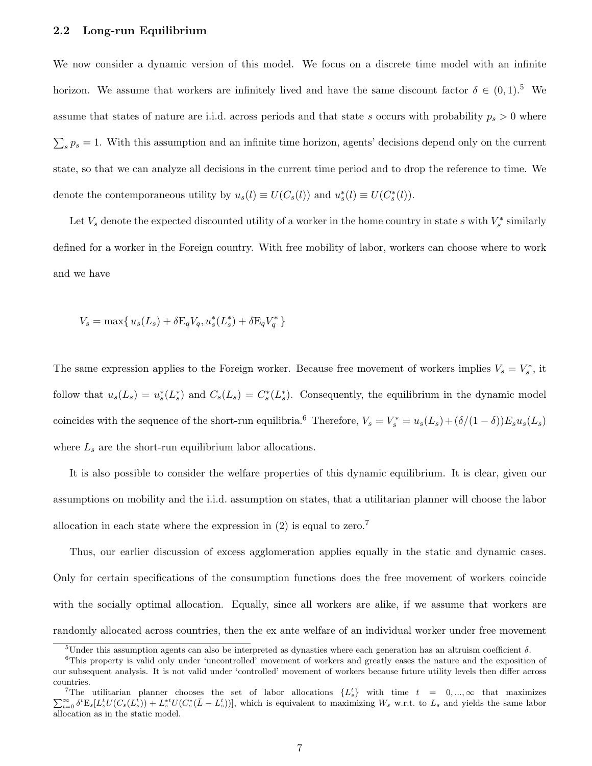## 2.2 Long-run Equilibrium

We now consider a dynamic version of this model. We focus on a discrete time model with an infinite horizon. We assume that workers are infinitely lived and have the same discount factor $\delta \in (0,1)$.[5] We assume that states of nature are i.i.d. across periods and that state $s$ occurs with probability $p_s > 0$ where $\sum_s p_s = 1$. With this assumption and an infinite time horizon, agents' decisions depend only on the current state, so that we can analyze all decisions in the current time period and to drop the reference to time. We denote the contemporaneous utility by $u_s(l) \equiv U(C_s(l))$ and $u_s^*(l) \equiv U(C_s^*(l))$.

Let $V_s$ denote the expected discounted utility of a worker in the home country in state $s$ with $V_s^*$ similarly defined for a worker in the Foreign country. With free mobility of labor, workers can choose where to work and we have

$$V_s = \max\{\, u_s(L_s) + \delta \mathrm{E}_q V_q, u_s^*(L_s^*) + \delta \mathrm{E}_q V_q^* \,\}$$

The same expression applies to the Foreign worker. Because free movement of workers implies $V_s = V_s^*$, it follow that $u_s(L_s) = u_s^*(L_s^*)$ and $C_s(L_s) = C_s^*(L_s^*)$. Consequently, the equilibrium in the dynamic model coincides with the sequence of the short-run equilibria.[6] Therefore, $V_s = V_s^* = u_s(L_s) + (\delta/(1-\delta))E_s u_s(L_s)$ where $L_s$ are the short-run equilibrium labor allocations.

It is also possible to consider the welfare properties of this dynamic equilibrium. It is clear, given our assumptions on mobility and the i.i.d. assumption on states, that a utilitarian planner will choose the labor allocation in each state where the expression in (2) is equal to zero.[7]

Thus, our earlier discussion of excess agglomeration applies equally in the static and dynamic cases. Only for certain specifications of the consumption functions does the free movement of workers coincide with the socially optimal allocation. Equally, since all workers are alike, if we assume that workers are randomly allocated across countries, then the ex ante welfare of an individual worker under free movement

---

[5] Under this assumption agents can also be interpreted as dynasties where each generation has an altruism coefficient $\delta$.

[6] This property is valid only under 'uncontrolled' movement of workers and greatly eases the nature and the exposition of our subsequent analysis. It is not valid under 'controlled' movement of workers because future utility levels then differ across countries.

[7] The utilitarian planner chooses the set of labor allocations $\{L_s^t\}$ with time $t = 0, ..., \infty$ that maximizes $\sum_{t=0}^{\infty} \delta^t \mathrm{E}_s[L_s^t U(C_s(L_s^t)) + L_s^{*t} U(C_s^*(\bar{L} - L_s^t))]$, which is equivalent to maximizing $W_s$ w.r.t. to $L_s$ and yields the same labor allocation as in the static model.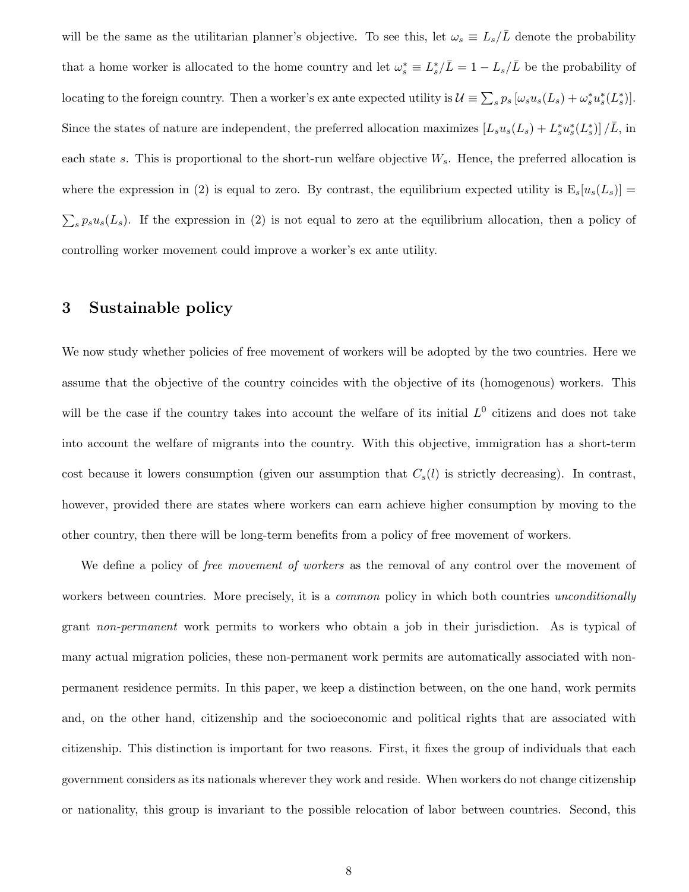will be the same as the utilitarian planner's objective. To see this, let $\omega_s \equiv L_s/\bar{L}$ denote the probability that a home worker is allocated to the home country and let $\omega_s^* \equiv L_s^*/\bar{L} = 1 - L_s/\bar{L}$ be the probability of locating to the foreign country. Then a worker's ex ante expected utility is $\mathcal{U} \equiv \sum_s p_s \left[\omega_s u_s(L_s) + \omega_s^* u_s^*(L_s^*)\right]$. Since the states of nature are independent, the preferred allocation maximizes $\left[L_s u_s(L_s) + L_s^* u_s^*(L_s^*)\right]/\bar{L}$, in each state $s$. This is proportional to the short-run welfare objective $W_s$. Hence, the preferred allocation is where the expression in (2) is equal to zero. By contrast, the equilibrium expected utility is $\mathrm{E}_s[u_s(L_s)] = \sum_s p_s u_s(L_s)$. If the expression in (2) is not equal to zero at the equilibrium allocation, then a policy of controlling worker movement could improve a worker's ex ante utility.

## 3 Sustainable policy

We now study whether policies of free movement of workers will be adopted by the two countries. Here we assume that the objective of the country coincides with the objective of its (homogenous) workers. This will be the case if the country takes into account the welfare of its initial $L^0$ citizens and does not take into account the welfare of migrants into the country. With this objective, immigration has a short-term cost because it lowers consumption (given our assumption that $C_s(l)$ is strictly decreasing). In contrast, however, provided there are states where workers can earn achieve higher consumption by moving to the other country, then there will be long-term benefits from a policy of free movement of workers.

We define a policy of *free movement of workers* as the removal of any control over the movement of workers between countries. More precisely, it is a *common* policy in which both countries *unconditionally* grant *non-permanent* work permits to workers who obtain a job in their jurisdiction. As is typical of many actual migration policies, these non-permanent work permits are automatically associated with non-permanent residence permits. In this paper, we keep a distinction between, on the one hand, work permits and, on the other hand, citizenship and the socioeconomic and political rights that are associated with citizenship. This distinction is important for two reasons. First, it fixes the group of individuals that each government considers as its nationals wherever they work and reside. When workers do not change citizenship or nationality, this group is invariant to the possible relocation of labor between countries. Second, this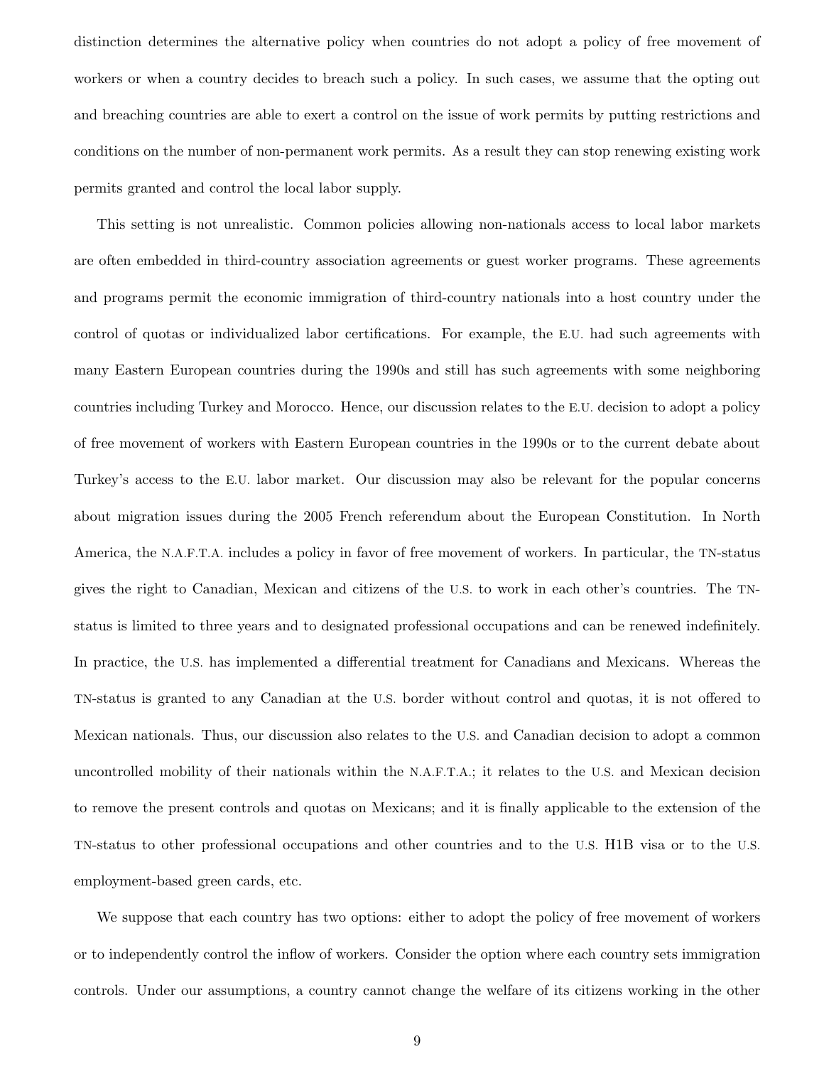distinction determines the alternative policy when countries do not adopt a policy of free movement of workers or when a country decides to breach such a policy. In such cases, we assume that the opting out and breaching countries are able to exert a control on the issue of work permits by putting restrictions and conditions on the number of non-permanent work permits. As a result they can stop renewing existing work permits granted and control the local labor supply.

This setting is not unrealistic. Common policies allowing non-nationals access to local labor markets are often embedded in third-country association agreements or guest worker programs. These agreements and programs permit the economic immigration of third-country nationals into a host country under the control of quotas or individualized labor certifications. For example, the E.U. had such agreements with many Eastern European countries during the 1990s and still has such agreements with some neighboring countries including Turkey and Morocco. Hence, our discussion relates to the E.U. decision to adopt a policy of free movement of workers with Eastern European countries in the 1990s or to the current debate about Turkey's access to the E.U. labor market. Our discussion may also be relevant for the popular concerns about migration issues during the 2005 French referendum about the European Constitution. In North America, the N.A.F.T.A. includes a policy in favor of free movement of workers. In particular, the TN-status gives the right to Canadian, Mexican and citizens of the U.S. to work in each other's countries. The TN-status is limited to three years and to designated professional occupations and can be renewed indefinitely. In practice, the U.S. has implemented a differential treatment for Canadians and Mexicans. Whereas the TN-status is granted to any Canadian at the U.S. border without control and quotas, it is not offered to Mexican nationals. Thus, our discussion also relates to the U.S. and Canadian decision to adopt a common uncontrolled mobility of their nationals within the N.A.F.T.A.; it relates to the U.S. and Mexican decision to remove the present controls and quotas on Mexicans; and it is finally applicable to the extension of the TN-status to other professional occupations and other countries and to the U.S. H1B visa or to the U.S. employment-based green cards, etc.

We suppose that each country has two options: either to adopt the policy of free movement of workers or to independently control the inflow of workers. Consider the option where each country sets immigration controls. Under our assumptions, a country cannot change the welfare of its citizens working in the other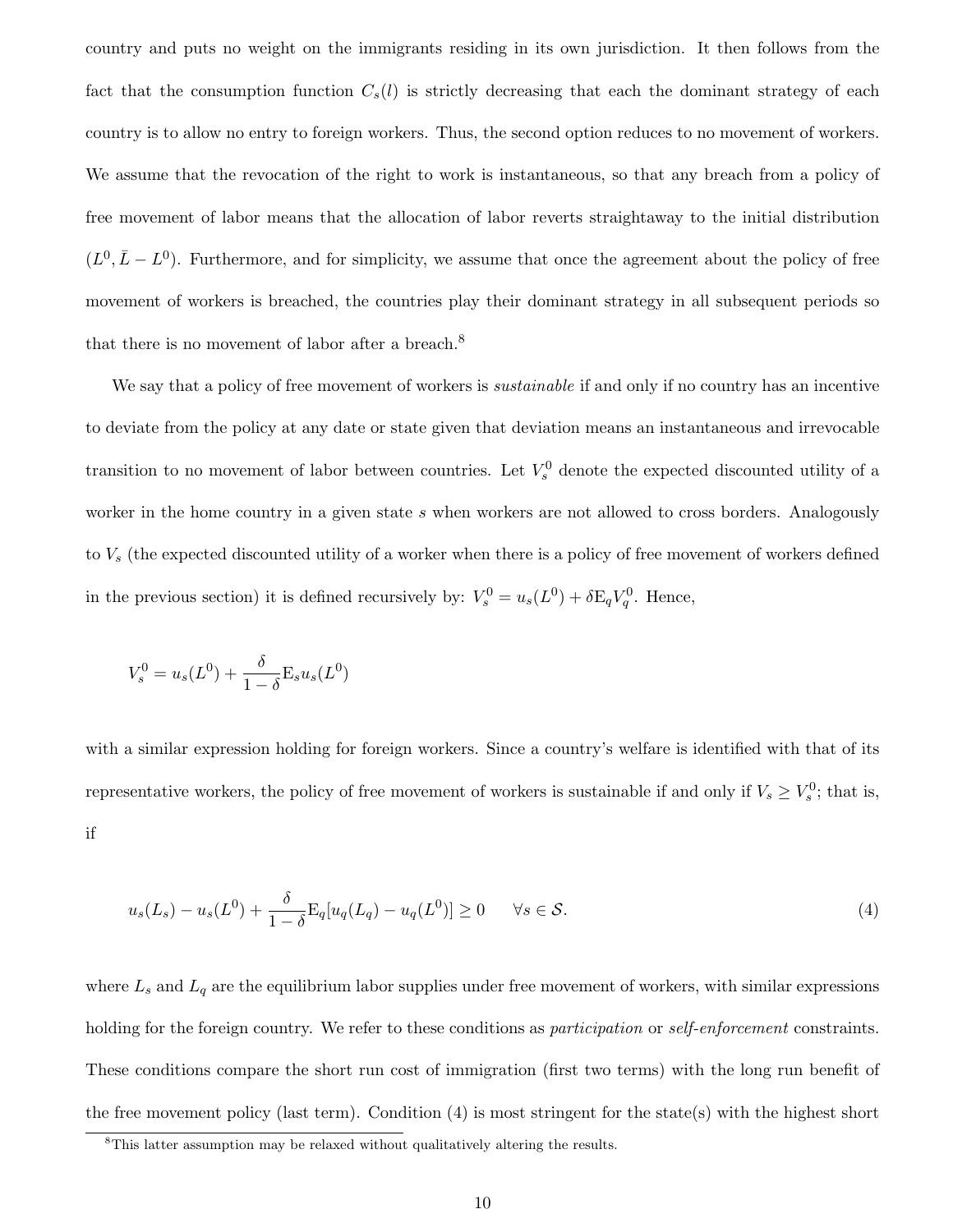country and puts no weight on the immigrants residing in its own jurisdiction. It then follows from the fact that the consumption function $C_s(l)$ is strictly decreasing that each the dominant strategy of each country is to allow no entry to foreign workers. Thus, the second option reduces to no movement of workers. We assume that the revocation of the right to work is instantaneous, so that any breach from a policy of free movement of labor means that the allocation of labor reverts straightaway to the initial distribution $(L^0, \bar{L} - L^0)$. Furthermore, and for simplicity, we assume that once the agreement about the policy of free movement of workers is breached, the countries play their dominant strategy in all subsequent periods so that there is no movement of labor after a breach.[8]

We say that a policy of free movement of workers is *sustainable* if and only if no country has an incentive to deviate from the policy at any date or state given that deviation means an instantaneous and irrevocable transition to no movement of labor between countries. Let $V_s^0$ denote the expected discounted utility of a worker in the home country in a given state $s$ when workers are not allowed to cross borders. Analogously to $V_s$ (the expected discounted utility of a worker when there is a policy of free movement of workers defined in the previous section) it is defined recursively by: $V_s^0 = u_s(L^0) + \delta \mathrm{E}_q V_q^0$. Hence,

$$V_s^0 = u_s(L^0) + \frac{\delta}{1-\delta} \mathrm{E}_s u_s(L^0)$$

with a similar expression holding for foreign workers. Since a country's welfare is identified with that of its representative workers, the policy of free movement of workers is sustainable if and only if $V_s \geq V_s^0$; that is, if

$$u_s(L_s) - u_s(L^0) + \frac{\delta}{1-\delta} \mathrm{E}_q[u_q(L_q) - u_q(L^0)] \geq 0 \qquad \forall s \in \mathcal{S}. \tag{4}$$

where $L_s$ and $L_q$ are the equilibrium labor supplies under free movement of workers, with similar expressions holding for the foreign country. We refer to these conditions as *participation* or *self-enforcement* constraints. These conditions compare the short run cost of immigration (first two terms) with the long run benefit of the free movement policy (last term). Condition (4) is most stringent for the state(s) with the highest short

[8] This latter assumption may be relaxed without qualitatively altering the results.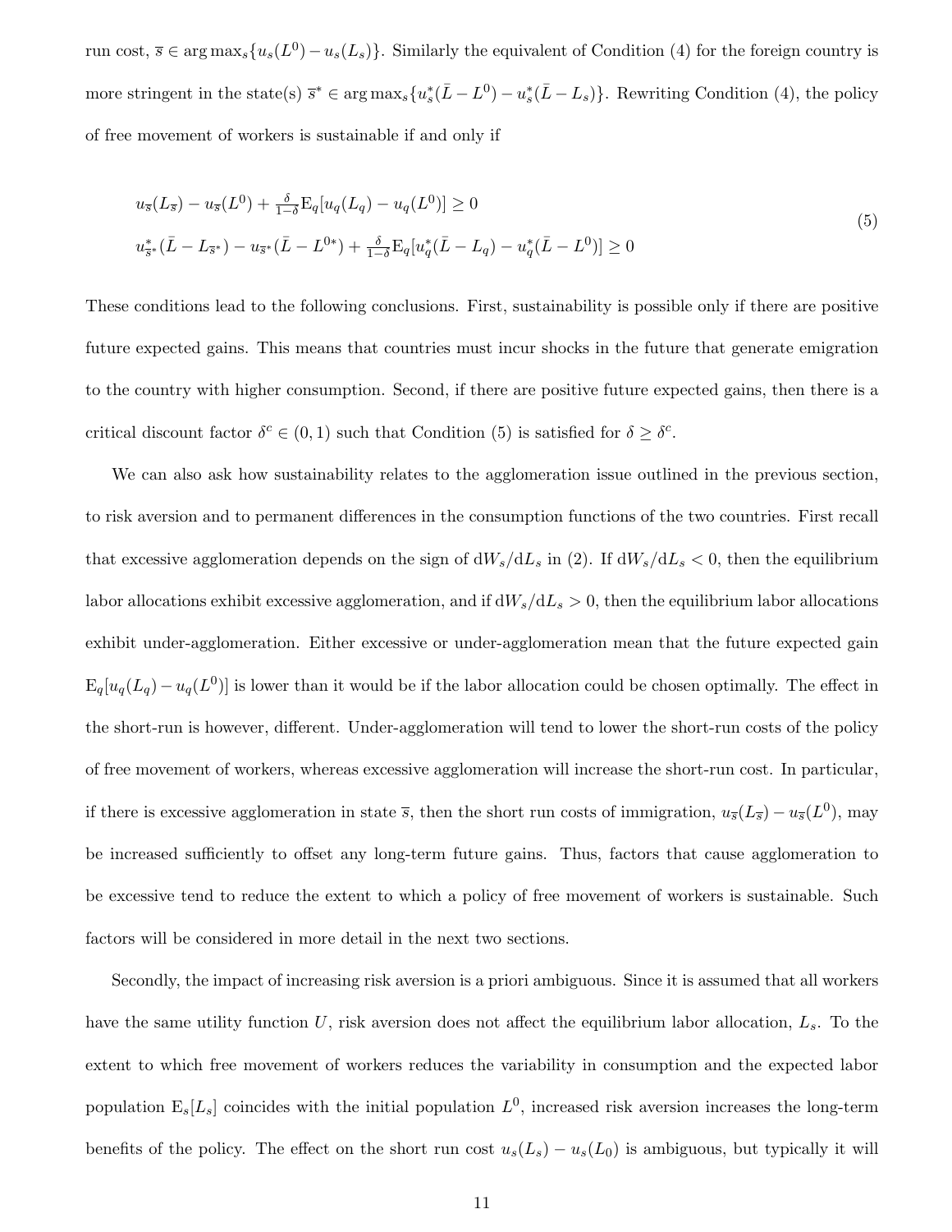run cost, $\overline{s} \in \arg\max_s \{u_s(L^0) - u_s(L_s)\}$. Similarly the equivalent of Condition (4) for the foreign country is more stringent in the state(s) $\overline{s}^* \in \arg\max_s \{u_s^*(\bar{L} - L^0) - u_s^*(\bar{L} - L_s)\}$. Rewriting Condition (4), the policy of free movement of workers is sustainable if and only if

$$
\begin{aligned}
&u_{\overline{s}}(L_{\overline{s}}) - u_{\overline{s}}(L^0) + \tfrac{\delta}{1-\delta}\mathrm{E}_q[u_q(L_q) - u_q(L^0)] \geq 0 \\
&u^*_{\overline{s}^*}(\bar{L} - L_{\overline{s}^*}) - u_{\overline{s}^*}(\bar{L} - L^{0*}) + \tfrac{\delta}{1-\delta}\mathrm{E}_q[u^*_q(\bar{L} - L_q) - u^*_q(\bar{L} - L^0)] \geq 0
\end{aligned}
\tag{5}
$$

These conditions lead to the following conclusions. First, sustainability is possible only if there are positive future expected gains. This means that countries must incur shocks in the future that generate emigration to the country with higher consumption. Second, if there are positive future expected gains, then there is a critical discount factor $\delta^c \in (0, 1)$ such that Condition (5) is satisfied for $\delta \geq \delta^c$.

We can also ask how sustainability relates to the agglomeration issue outlined in the previous section, to risk aversion and to permanent differences in the consumption functions of the two countries. First recall that excessive agglomeration depends on the sign of $\mathrm{d}W_s/\mathrm{d}L_s$ in (2). If $\mathrm{d}W_s/\mathrm{d}L_s < 0$, then the equilibrium labor allocations exhibit excessive agglomeration, and if $\mathrm{d}W_s/\mathrm{d}L_s > 0$, then the equilibrium labor allocations exhibit under-agglomeration. Either excessive or under-agglomeration mean that the future expected gain $\mathrm{E}_q[u_q(L_q) - u_q(L^0)]$ is lower than it would be if the labor allocation could be chosen optimally. The effect in the short-run is however, different. Under-agglomeration will tend to lower the short-run costs of the policy of free movement of workers, whereas excessive agglomeration will increase the short-run cost. In particular, if there is excessive agglomeration in state $\overline{s}$, then the short run costs of immigration, $u_{\overline{s}}(L_{\overline{s}}) - u_{\overline{s}}(L^0)$, may be increased sufficiently to offset any long-term future gains. Thus, factors that cause agglomeration to be excessive tend to reduce the extent to which a policy of free movement of workers is sustainable. Such factors will be considered in more detail in the next two sections.

Secondly, the impact of increasing risk aversion is a priori ambiguous. Since it is assumed that all workers have the same utility function $U$, risk aversion does not affect the equilibrium labor allocation, $L_s$. To the extent to which free movement of workers reduces the variability in consumption and the expected labor population $\mathrm{E}_s[L_s]$ coincides with the initial population $L^0$, increased risk aversion increases the long-term benefits of the policy. The effect on the short run cost $u_s(L_s) - u_s(L_0)$ is ambiguous, but typically it will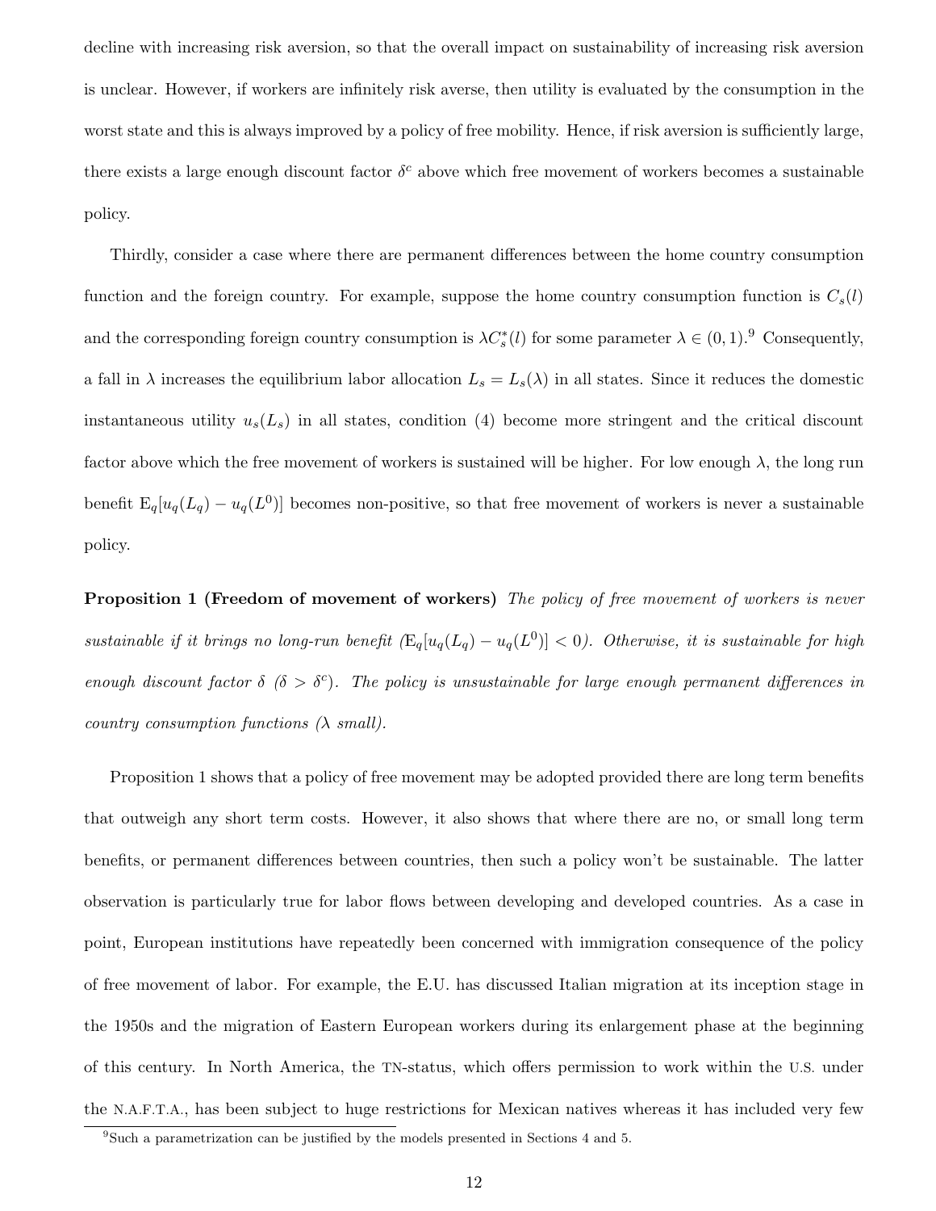decline with increasing risk aversion, so that the overall impact on sustainability of increasing risk aversion is unclear. However, if workers are infinitely risk averse, then utility is evaluated by the consumption in the worst state and this is always improved by a policy of free mobility. Hence, if risk aversion is sufficiently large, there exists a large enough discount factor $\delta^c$ above which free movement of workers becomes a sustainable policy.

Thirdly, consider a case where there are permanent differences between the home country consumption function and the foreign country. For example, suppose the home country consumption function is $C_s(l)$ and the corresponding foreign country consumption is $\lambda C_s^*(l)$ for some parameter $\lambda \in (0,1)$.[9] Consequently, a fall in $\lambda$ increases the equilibrium labor allocation $L_s = L_s(\lambda)$ in all states. Since it reduces the domestic instantaneous utility $u_s(L_s)$ in all states, condition (4) become more stringent and the critical discount factor above which the free movement of workers is sustained will be higher. For low enough $\lambda$, the long run benefit $\mathrm{E}_q[u_q(L_q) - u_q(L^0)]$ becomes non-positive, so that free movement of workers is never a sustainable policy.

**Proposition 1 (Freedom of movement of workers)** *The policy of free movement of workers is never sustainable if it brings no long-run benefit ($\mathrm{E}_q[u_q(L_q) - u_q(L^0)] < 0$). Otherwise, it is sustainable for high enough discount factor $\delta$ ($\delta > \delta^c$). The policy is unsustainable for large enough permanent differences in country consumption functions ($\lambda$ small).*

Proposition 1 shows that a policy of free movement may be adopted provided there are long term benefits that outweigh any short term costs. However, it also shows that where there are no, or small long term benefits, or permanent differences between countries, then such a policy won't be sustainable. The latter observation is particularly true for labor flows between developing and developed countries. As a case in point, European institutions have repeatedly been concerned with immigration consequence of the policy of free movement of labor. For example, the E.U. has discussed Italian migration at its inception stage in the 1950s and the migration of Eastern European workers during its enlargement phase at the beginning of this century. In North America, the TN-status, which offers permission to work within the U.S. under the N.A.F.T.A., has been subject to huge restrictions for Mexican natives whereas it has included very few

[9] Such a parametrization can be justified by the models presented in Sections 4 and 5.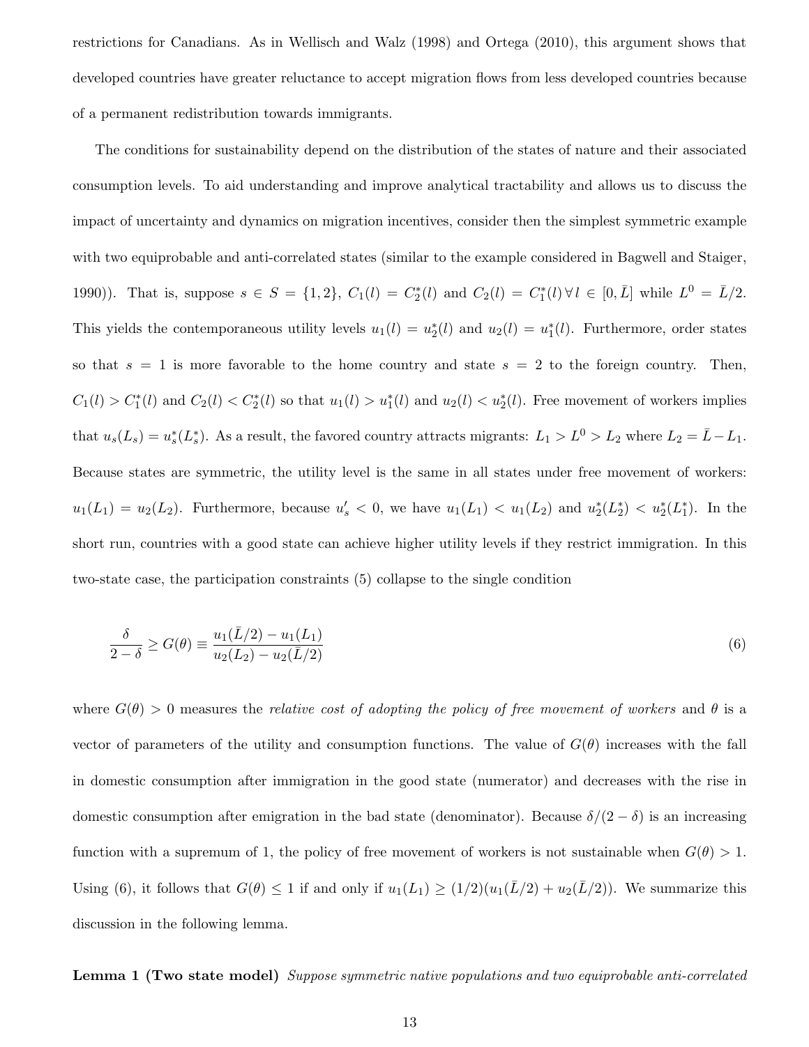restrictions for Canadians. As in Wellisch and Walz (1998) and Ortega (2010), this argument shows that developed countries have greater reluctance to accept migration flows from less developed countries because of a permanent redistribution towards immigrants.

The conditions for sustainability depend on the distribution of the states of nature and their associated consumption levels. To aid understanding and improve analytical tractability and allows us to discuss the impact of uncertainty and dynamics on migration incentives, consider then the simplest symmetric example with two equiprobable and anti-correlated states (similar to the example considered in Bagwell and Staiger, 1990)). That is, suppose $s \in S = \{1, 2\}$, $C_1(l) = C_2^*(l)$ and $C_2(l) = C_1^*(l) \, \forall \, l \in [0, \bar{L}]$ while $L^0 = \bar{L}/2$. This yields the contemporaneous utility levels $u_1(l) = u_2^*(l)$ and $u_2(l) = u_1^*(l)$. Furthermore, order states so that $s = 1$ is more favorable to the home country and state $s = 2$ to the foreign country. Then, $C_1(l) > C_1^*(l)$ and $C_2(l) < C_2^*(l)$ so that $u_1(l) > u_1^*(l)$ and $u_2(l) < u_2^*(l)$. Free movement of workers implies that $u_s(L_s) = u_s^*(L_s^*)$. As a result, the favored country attracts migrants: $L_1 > L^0 > L_2$ where $L_2 = \bar{L} - L_1$. Because states are symmetric, the utility level is the same in all states under free movement of workers: $u_1(L_1) = u_2(L_2)$. Furthermore, because $u_s' < 0$, we have $u_1(L_1) < u_1(L_2)$ and $u_2^*(L_2^*) < u_2^*(L_1^*)$. In the short run, countries with a good state can achieve higher utility levels if they restrict immigration. In this two-state case, the participation constraints (5) collapse to the single condition

$$\frac{\delta}{2-\delta} \geq G(\theta) \equiv \frac{u_1(\bar{L}/2) - u_1(L_1)}{u_2(L_2) - u_2(\bar{L}/2)} \tag{6}$$

where $G(\theta) > 0$ measures the *relative cost of adopting the policy of free movement of workers* and $\theta$ is a vector of parameters of the utility and consumption functions. The value of $G(\theta)$ increases with the fall in domestic consumption after immigration in the good state (numerator) and decreases with the rise in domestic consumption after emigration in the bad state (denominator). Because $\delta/(2-\delta)$ is an increasing function with a supremum of 1, the policy of free movement of workers is not sustainable when $G(\theta) > 1$. Using (6), it follows that $G(\theta) \leq 1$ if and only if $u_1(L_1) \geq (1/2)(u_1(\bar{L}/2) + u_2(\bar{L}/2))$. We summarize this discussion in the following lemma.

**Lemma 1 (Two state model)** *Suppose symmetric native populations and two equiprobable anti-correlated*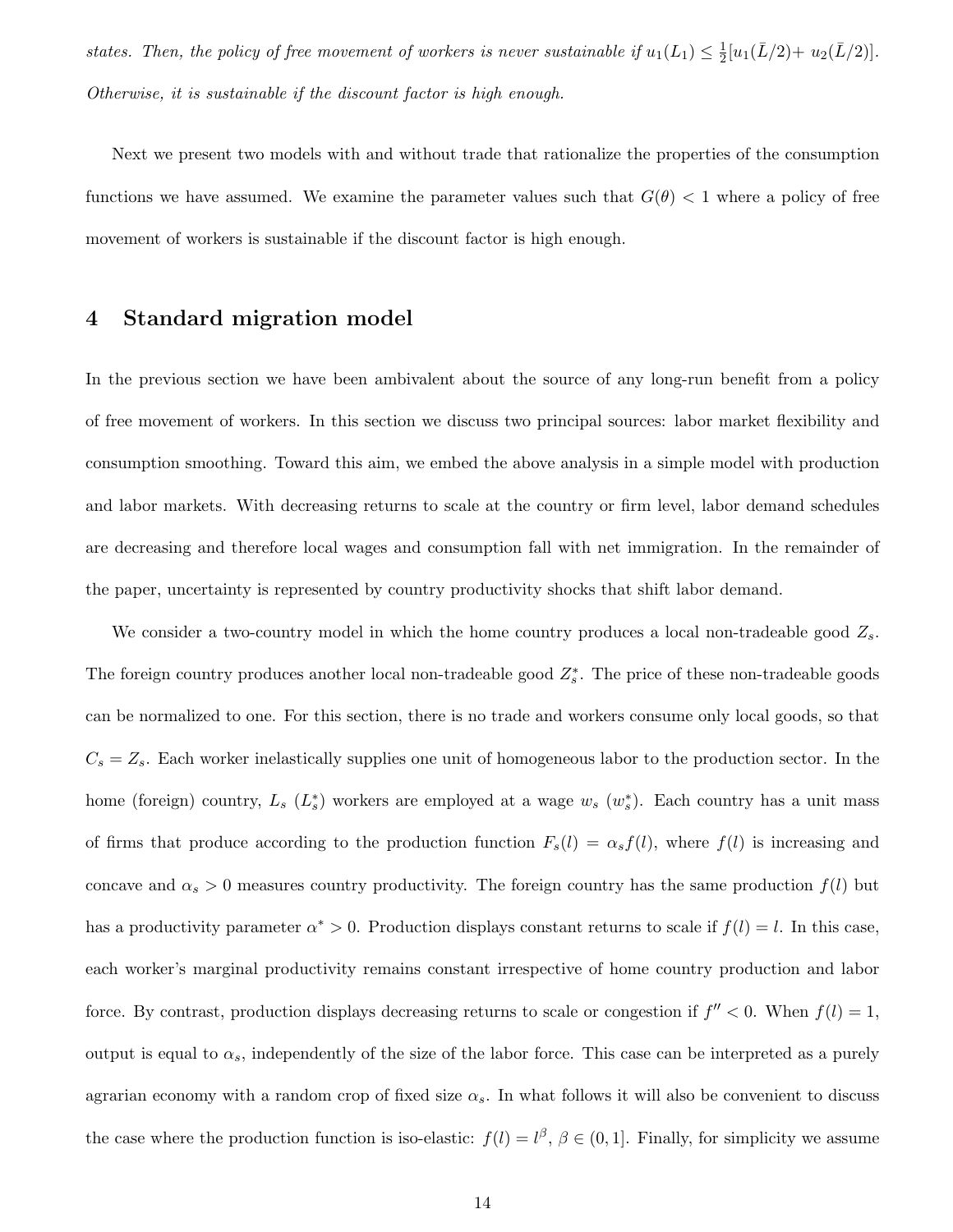*states. Then, the policy of free movement of workers is never sustainable if $u_1(L_1) \leq \frac{1}{2}[u_1(\bar{L}/2) + u_2(\bar{L}/2)]$. Otherwise, it is sustainable if the discount factor is high enough.*

Next we present two models with and without trade that rationalize the properties of the consumption functions we have assumed. We examine the parameter values such that $G(\theta) < 1$ where a policy of free movement of workers is sustainable if the discount factor is high enough.

# 4 Standard migration model

In the previous section we have been ambivalent about the source of any long-run benefit from a policy of free movement of workers. In this section we discuss two principal sources: labor market flexibility and consumption smoothing. Toward this aim, we embed the above analysis in a simple model with production and labor markets. With decreasing returns to scale at the country or firm level, labor demand schedules are decreasing and therefore local wages and consumption fall with net immigration. In the remainder of the paper, uncertainty is represented by country productivity shocks that shift labor demand.

We consider a two-country model in which the home country produces a local non-tradeable good $Z_s$. The foreign country produces another local non-tradeable good $Z_s^*$. The price of these non-tradeable goods can be normalized to one. For this section, there is no trade and workers consume only local goods, so that $C_s = Z_s$. Each worker inelastically supplies one unit of homogeneous labor to the production sector. In the home (foreign) country, $L_s$ ($L_s^*$) workers are employed at a wage $w_s$ ($w_s^*$). Each country has a unit mass of firms that produce according to the production function $F_s(l) = \alpha_s f(l)$, where $f(l)$ is increasing and concave and $\alpha_s > 0$ measures country productivity. The foreign country has the same production $f(l)$ but has a productivity parameter $\alpha^* > 0$. Production displays constant returns to scale if $f(l) = l$. In this case, each worker's marginal productivity remains constant irrespective of home country production and labor force. By contrast, production displays decreasing returns to scale or congestion if $f'' < 0$. When $f(l) = 1$, output is equal to $\alpha_s$, independently of the size of the labor force. This case can be interpreted as a purely agrarian economy with a random crop of fixed size $\alpha_s$. In what follows it will also be convenient to discuss the case where the production function is iso-elastic: $f(l) = l^\beta$, $\beta \in (0, 1]$. Finally, for simplicity we assume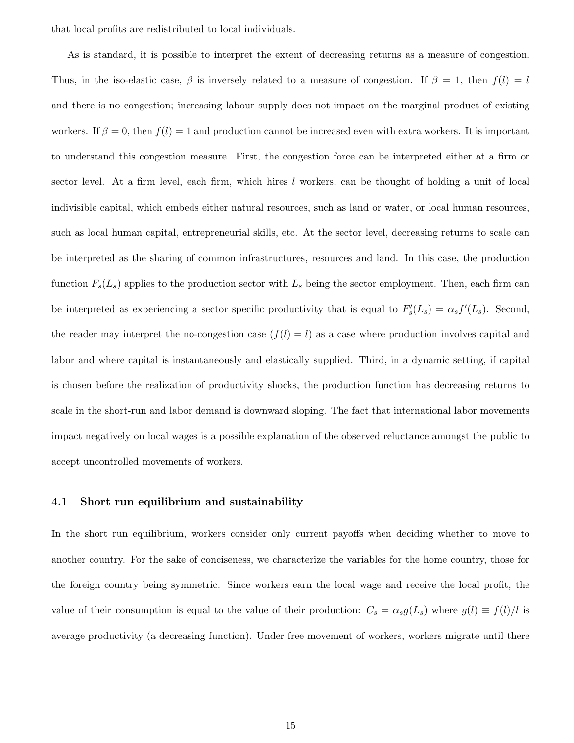that local profits are redistributed to local individuals.

As is standard, it is possible to interpret the extent of decreasing returns as a measure of congestion. Thus, in the iso-elastic case, $\beta$ is inversely related to a measure of congestion. If $\beta = 1$, then $f(l) = l$ and there is no congestion; increasing labour supply does not impact on the marginal product of existing workers. If $\beta = 0$, then $f(l) = 1$ and production cannot be increased even with extra workers. It is important to understand this congestion measure. First, the congestion force can be interpreted either at a firm or sector level. At a firm level, each firm, which hires $l$ workers, can be thought of holding a unit of local indivisible capital, which embeds either natural resources, such as land or water, or local human resources, such as local human capital, entrepreneurial skills, etc. At the sector level, decreasing returns to scale can be interpreted as the sharing of common infrastructures, resources and land. In this case, the production function $F_s(L_s)$ applies to the production sector with $L_s$ being the sector employment. Then, each firm can be interpreted as experiencing a sector specific productivity that is equal to $F_s'(L_s) = \alpha_s f'(L_s)$. Second, the reader may interpret the no-congestion case ($f(l) = l$) as a case where production involves capital and labor and where capital is instantaneously and elastically supplied. Third, in a dynamic setting, if capital is chosen before the realization of productivity shocks, the production function has decreasing returns to scale in the short-run and labor demand is downward sloping. The fact that international labor movements impact negatively on local wages is a possible explanation of the observed reluctance amongst the public to accept uncontrolled movements of workers.

### 4.1 Short run equilibrium and sustainability

In the short run equilibrium, workers consider only current payoffs when deciding whether to move to another country. For the sake of conciseness, we characterize the variables for the home country, those for the foreign country being symmetric. Since workers earn the local wage and receive the local profit, the value of their consumption is equal to the value of their production: $C_s = \alpha_s g(L_s)$ where $g(l) \equiv f(l)/l$ is average productivity (a decreasing function). Under free movement of workers, workers migrate until there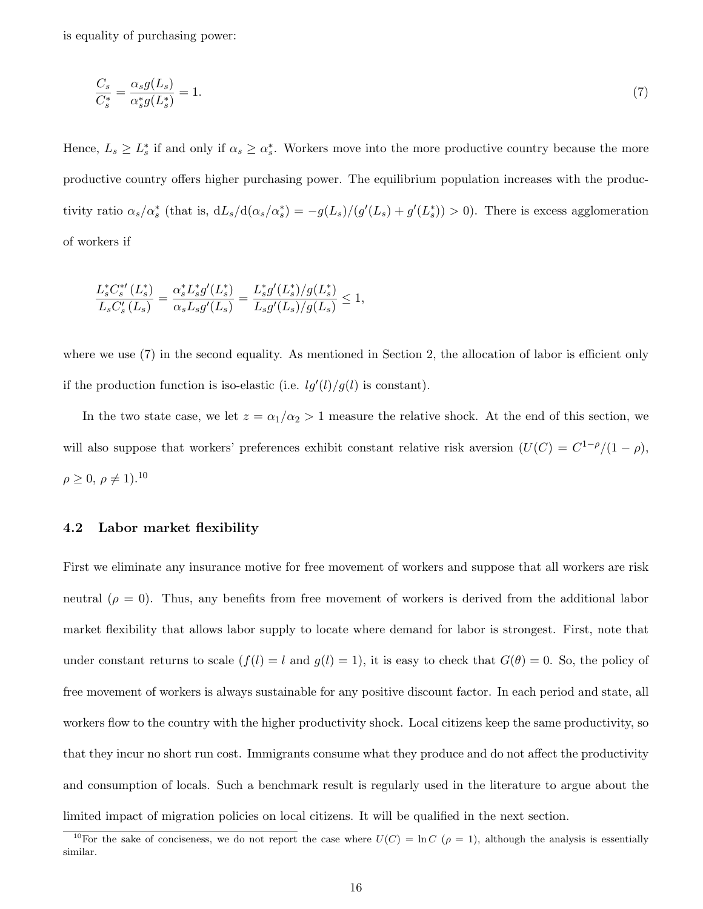is equality of purchasing power:

$$\frac{C_s}{C_s^*} = \frac{\alpha_s g(L_s)}{\alpha_s^* g(L_s^*)} = 1. \tag{7}$$

Hence, $L_s \geq L_s^*$ if and only if $\alpha_s \geq \alpha_s^*$. Workers move into the more productive country because the more productive country offers higher purchasing power. The equilibrium population increases with the productivity ratio $\alpha_s/\alpha_s^*$ (that is, $\mathrm{d}L_s/\mathrm{d}(\alpha_s/\alpha_s^*) = -g(L_s)/(g'(L_s) + g'(L_s^*)) > 0$). There is excess agglomeration of workers if

$$\frac{L_s^* C_s^{*\prime}(L_s^*)}{L_s C_s'(L_s)} = \frac{\alpha_s^* L_s^* g'(L_s^*)}{\alpha_s L_s g'(L_s)} = \frac{L_s^* g'(L_s^*)/g(L_s^*)}{L_s g'(L_s)/g(L_s)} \leq 1,$$

where we use (7) in the second equality. As mentioned in Section 2, the allocation of labor is efficient only if the production function is iso-elastic (i.e. $lg'(l)/g(l)$ is constant).

In the two state case, we let $z = \alpha_1/\alpha_2 > 1$ measure the relative shock. At the end of this section, we will also suppose that workers' preferences exhibit constant relative risk aversion ($U(C) = C^{1-\rho}/(1-\rho)$, $\rho \geq 0$, $\rho \neq 1$).[10]

## 4.2 Labor market flexibility

First we eliminate any insurance motive for free movement of workers and suppose that all workers are risk neutral ($\rho = 0$). Thus, any benefits from free movement of workers is derived from the additional labor market flexibility that allows labor supply to locate where demand for labor is strongest. First, note that under constant returns to scale ($f(l) = l$ and $g(l) = 1$), it is easy to check that $G(\theta) = 0$. So, the policy of free movement of workers is always sustainable for any positive discount factor. In each period and state, all workers flow to the country with the higher productivity shock. Local citizens keep the same productivity, so that they incur no short run cost. Immigrants consume what they produce and do not affect the productivity and consumption of locals. Such a benchmark result is regularly used in the literature to argue about the limited impact of migration policies on local citizens. It will be qualified in the next section.

[10] For the sake of conciseness, we do not report the case where $U(C) = \ln C$ ($\rho = 1$), although the analysis is essentially similar.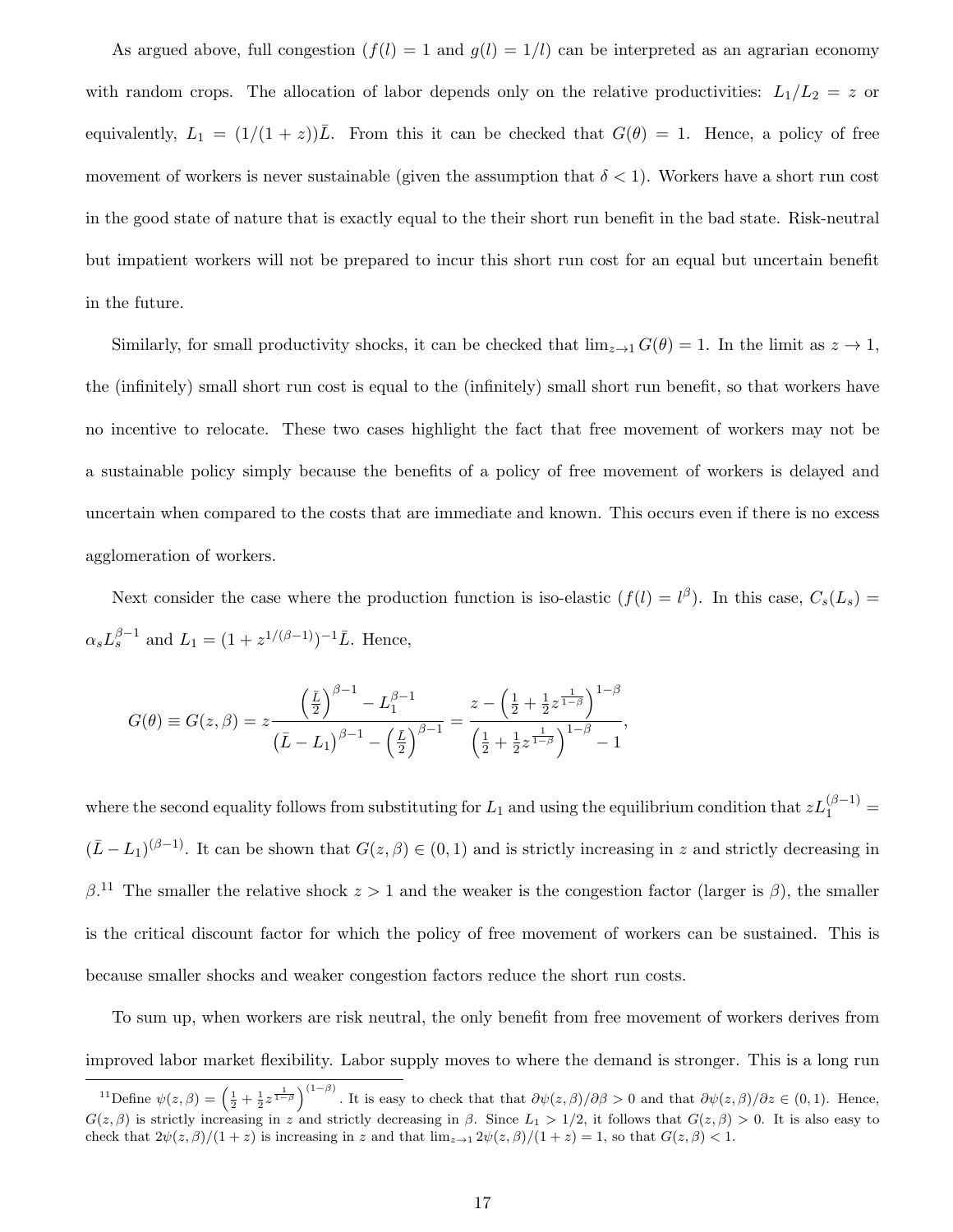As argued above, full congestion ($f(l) = 1$ and $g(l) = 1/l$) can be interpreted as an agrarian economy with random crops. The allocation of labor depends only on the relative productivities: $L_1/L_2 = z$ or equivalently, $L_1 = (1/(1+z))\bar{L}$. From this it can be checked that $G(\theta) = 1$. Hence, a policy of free movement of workers is never sustainable (given the assumption that $\delta < 1$). Workers have a short run cost in the good state of nature that is exactly equal to the their short run benefit in the bad state. Risk-neutral but impatient workers will not be prepared to incur this short run cost for an equal but uncertain benefit in the future.

Similarly, for small productivity shocks, it can be checked that $\lim_{z\to 1} G(\theta) = 1$. In the limit as $z \to 1$, the (infinitely) small short run cost is equal to the (infinitely) small short run benefit, so that workers have no incentive to relocate. These two cases highlight the fact that free movement of workers may not be a sustainable policy simply because the benefits of a policy of free movement of workers is delayed and uncertain when compared to the costs that are immediate and known. This occurs even if there is no excess agglomeration of workers.

Next consider the case where the production function is iso-elastic ($f(l) = l^\beta$). In this case, $C_s(L_s) = \alpha_s L_s^{\beta-1}$ and $L_1 = (1 + z^{1/(\beta-1)})^{-1}\bar{L}$. Hence,

$$G(\theta) \equiv G(z,\beta) = z\frac{\left(\frac{\bar{L}}{2}\right)^{\beta-1} - L_1^{\beta-1}}{\left(\bar{L} - L_1\right)^{\beta-1} - \left(\frac{\bar{L}}{2}\right)^{\beta-1}} = \frac{z - \left(\frac{1}{2} + \frac{1}{2}z^{\frac{1}{1-\beta}}\right)^{1-\beta}}{\left(\frac{1}{2} + \frac{1}{2}z^{\frac{1}{1-\beta}}\right)^{1-\beta} - 1},$$

where the second equality follows from substituting for $L_1$ and using the equilibrium condition that $zL_1^{(\beta-1)} = (\bar{L} - L_1)^{(\beta-1)}$. It can be shown that $G(z,\beta) \in (0,1)$ and is strictly increasing in $z$ and strictly decreasing in $\beta$.[11] The smaller the relative shock $z > 1$ and the weaker is the congestion factor (larger is $\beta$), the smaller is the critical discount factor for which the policy of free movement of workers can be sustained. This is because smaller shocks and weaker congestion factors reduce the short run costs.

To sum up, when workers are risk neutral, the only benefit from free movement of workers derives from improved labor market flexibility. Labor supply moves to where the demand is stronger. This is a long run

[11] Define $\psi(z,\beta) = \left(\frac{1}{2} + \frac{1}{2}z^{\frac{1}{1-\beta}}\right)^{(1-\beta)}$. It is easy to check that that $\partial\psi(z,\beta)/\partial\beta > 0$ and that $\partial\psi(z,\beta)/\partial z \in (0,1)$. Hence, $G(z,\beta)$ is strictly increasing in $z$ and strictly decreasing in $\beta$. Since $L_1 > 1/2$, it follows that $G(z,\beta) > 0$. It is also easy to check that $2\psi(z,\beta)/(1+z)$ is increasing in $z$ and that $\lim_{z\to 1} 2\psi(z,\beta)/(1+z) = 1$, so that $G(z,\beta) < 1$.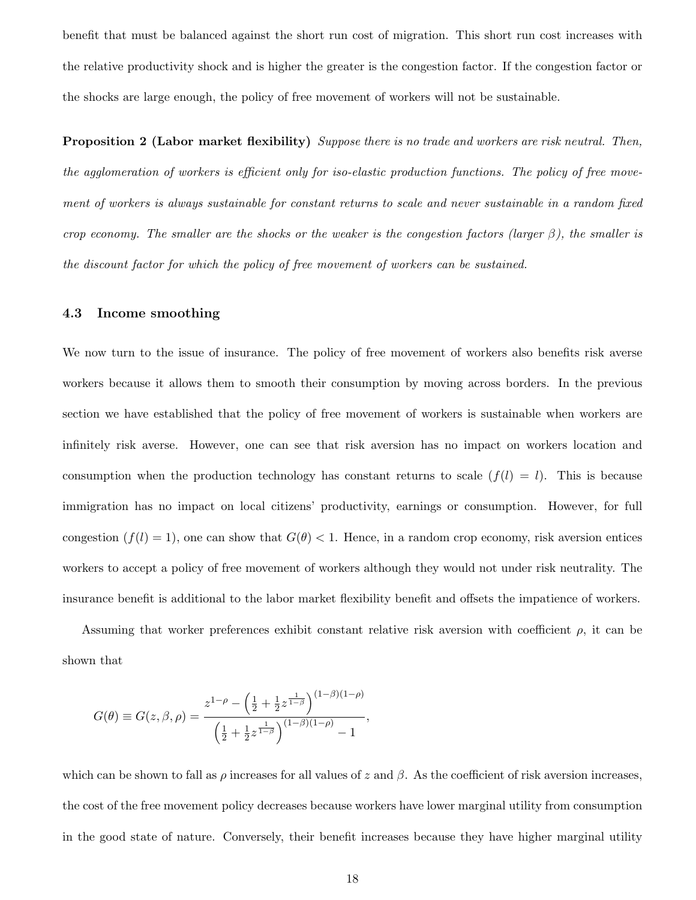benefit that must be balanced against the short run cost of migration. This short run cost increases with the relative productivity shock and is higher the greater is the congestion factor. If the congestion factor or the shocks are large enough, the policy of free movement of workers will not be sustainable.

**Proposition 2 (Labor market flexibility)** *Suppose there is no trade and workers are risk neutral. Then, the agglomeration of workers is efficient only for iso-elastic production functions. The policy of free movement of workers is always sustainable for constant returns to scale and never sustainable in a random fixed crop economy. The smaller are the shocks or the weaker is the congestion factors (larger $\beta$), the smaller is the discount factor for which the policy of free movement of workers can be sustained.*

### 4.3 Income smoothing

We now turn to the issue of insurance. The policy of free movement of workers also benefits risk averse workers because it allows them to smooth their consumption by moving across borders. In the previous section we have established that the policy of free movement of workers is sustainable when workers are infinitely risk averse. However, one can see that risk aversion has no impact on workers location and consumption when the production technology has constant returns to scale ($f(l) = l$). This is because immigration has no impact on local citizens' productivity, earnings or consumption. However, for full congestion ($f(l) = 1$), one can show that $G(\theta) < 1$. Hence, in a random crop economy, risk aversion entices workers to accept a policy of free movement of workers although they would not under risk neutrality. The insurance benefit is additional to the labor market flexibility benefit and offsets the impatience of workers.

Assuming that worker preferences exhibit constant relative risk aversion with coefficient $\rho$, it can be shown that

$$G(\theta) \equiv G(z, \beta, \rho) = \frac{z^{1-\rho} - \left(\frac{1}{2} + \frac{1}{2} z^{\frac{1}{1-\beta}}\right)^{(1-\beta)(1-\rho)}}{\left(\frac{1}{2} + \frac{1}{2} z^{\frac{1}{1-\beta}}\right)^{(1-\beta)(1-\rho)} - 1},$$

which can be shown to fall as $\rho$ increases for all values of $z$ and $\beta$. As the coefficient of risk aversion increases, the cost of the free movement policy decreases because workers have lower marginal utility from consumption in the good state of nature. Conversely, their benefit increases because they have higher marginal utility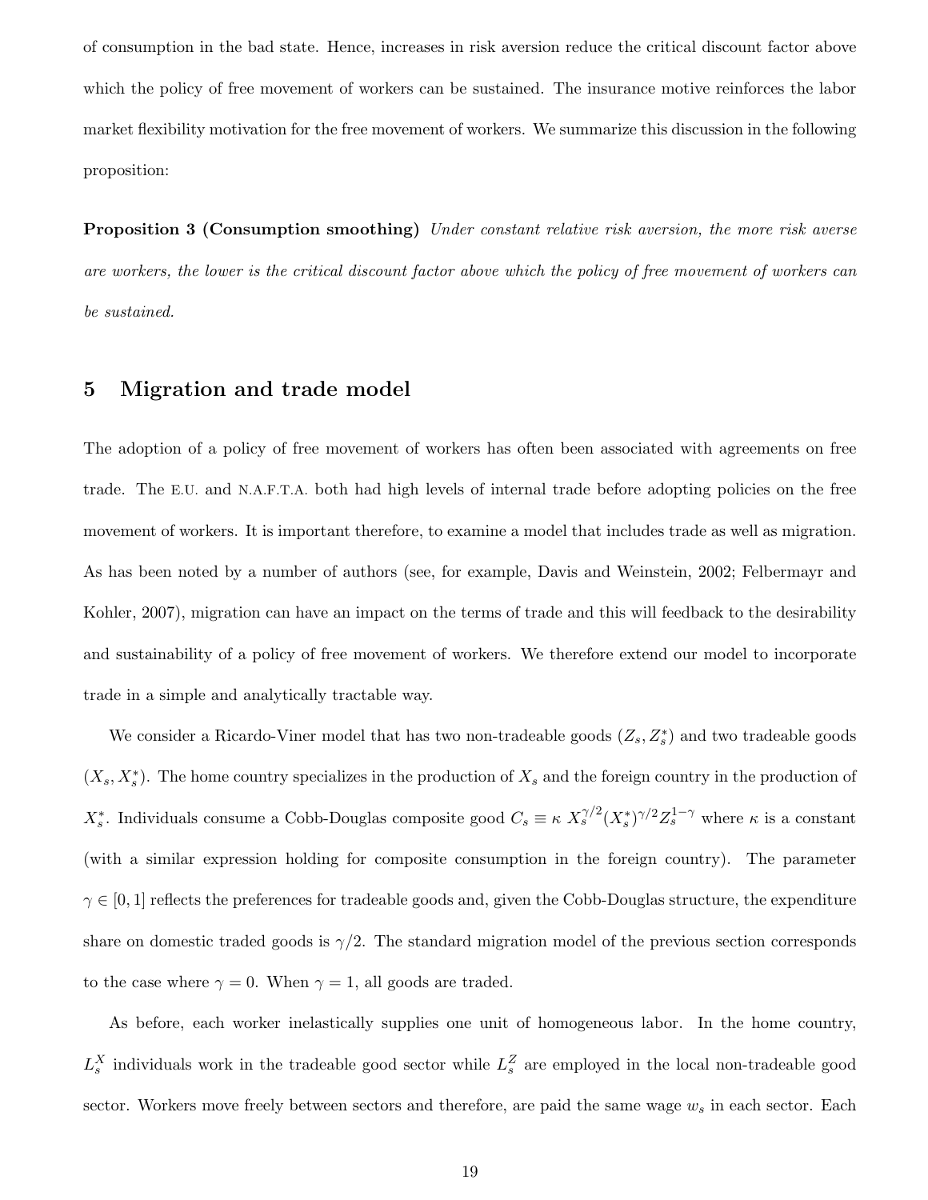of consumption in the bad state. Hence, increases in risk aversion reduce the critical discount factor above which the policy of free movement of workers can be sustained. The insurance motive reinforces the labor market flexibility motivation for the free movement of workers. We summarize this discussion in the following proposition:

**Proposition 3 (Consumption smoothing)** *Under constant relative risk aversion, the more risk averse are workers, the lower is the critical discount factor above which the policy of free movement of workers can be sustained.*

## 5 Migration and trade model

The adoption of a policy of free movement of workers has often been associated with agreements on free trade. The E.U. and N.A.F.T.A. both had high levels of internal trade before adopting policies on the free movement of workers. It is important therefore, to examine a model that includes trade as well as migration. As has been noted by a number of authors (see, for example, Davis and Weinstein, 2002; Felbermayr and Kohler, 2007), migration can have an impact on the terms of trade and this will feedback to the desirability and sustainability of a policy of free movement of workers. We therefore extend our model to incorporate trade in a simple and analytically tractable way.

We consider a Ricardo-Viner model that has two non-tradeable goods $(Z_s, Z_s^*)$ and two tradeable goods $(X_s, X_s^*)$. The home country specializes in the production of $X_s$ and the foreign country in the production of $X_s^*$. Individuals consume a Cobb-Douglas composite good $C_s \equiv \kappa \; X_s^{\gamma/2}(X_s^*)^{\gamma/2}Z_s^{1-\gamma}$ where $\kappa$ is a constant (with a similar expression holding for composite consumption in the foreign country). The parameter $\gamma \in [0,1]$ reflects the preferences for tradeable goods and, given the Cobb-Douglas structure, the expenditure share on domestic traded goods is $\gamma/2$. The standard migration model of the previous section corresponds to the case where $\gamma = 0$. When $\gamma = 1$, all goods are traded.

As before, each worker inelastically supplies one unit of homogeneous labor. In the home country, $L_s^X$ individuals work in the tradeable good sector while $L_s^Z$ are employed in the local non-tradeable good sector. Workers move freely between sectors and therefore, are paid the same wage $w_s$ in each sector. Each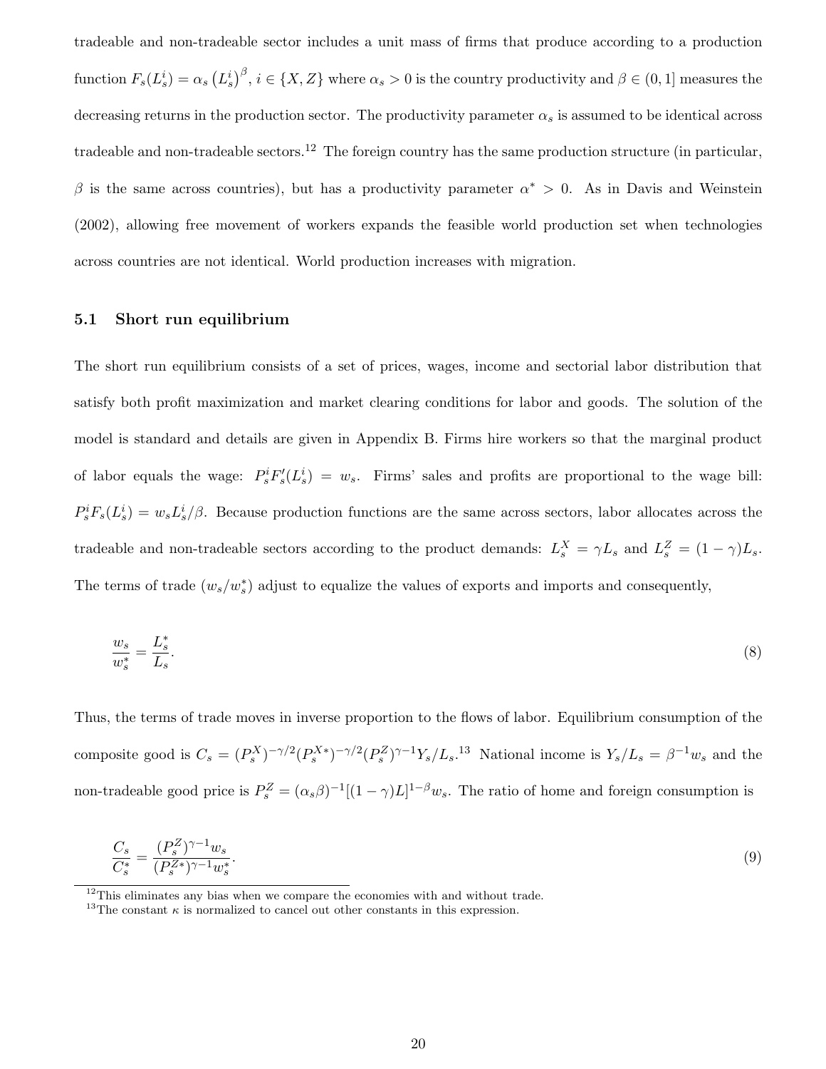tradeable and non-tradeable sector includes a unit mass of firms that produce according to a production function $F_s(L_s^i) = \alpha_s \left(L_s^i\right)^\beta$, $i \in \{X, Z\}$ where $\alpha_s > 0$ is the country productivity and $\beta \in (0, 1]$ measures the decreasing returns in the production sector. The productivity parameter $\alpha_s$ is assumed to be identical across tradeable and non-tradeable sectors.[12] The foreign country has the same production structure (in particular, $\beta$ is the same across countries), but has a productivity parameter $\alpha^* > 0$. As in Davis and Weinstein (2002), allowing free movement of workers expands the feasible world production set when technologies across countries are not identical. World production increases with migration.

### 5.1 Short run equilibrium

The short run equilibrium consists of a set of prices, wages, income and sectorial labor distribution that satisfy both profit maximization and market clearing conditions for labor and goods. The solution of the model is standard and details are given in Appendix B. Firms hire workers so that the marginal product of labor equals the wage: $P_s^i F_s'(L_s^i) = w_s$. Firms' sales and profits are proportional to the wage bill: $P_s^i F_s(L_s^i) = w_s L_s^i / \beta$. Because production functions are the same across sectors, labor allocates across the tradeable and non-tradeable sectors according to the product demands: $L_s^X = \gamma L_s$ and $L_s^Z = (1-\gamma)L_s$. The terms of trade $(w_s/w_s^*)$ adjust to equalize the values of exports and imports and consequently,

$$\frac{w_s}{w_s^*} = \frac{L_s^*}{L_s}. \tag{8}$$

Thus, the terms of trade moves in inverse proportion to the flows of labor. Equilibrium consumption of the composite good is $C_s = (P_s^X)^{-\gamma/2}(P_s^{X*})^{-\gamma/2}(P_s^Z)^{\gamma-1} Y_s / L_s$.[13] National income is $Y_s/L_s = \beta^{-1} w_s$ and the non-tradeable good price is $P_s^Z = (\alpha_s \beta)^{-1}[(1-\gamma)L]^{1-\beta} w_s$. The ratio of home and foreign consumption is

$$\frac{C_s}{C_s^*} = \frac{(P_s^Z)^{\gamma-1} w_s}{(P_s^{Z*})^{\gamma-1} w_s^*}. \tag{9}$$

---

[12] This eliminates any bias when we compare the economies with and without trade.

[13] The constant $\kappa$ is normalized to cancel out other constants in this expression.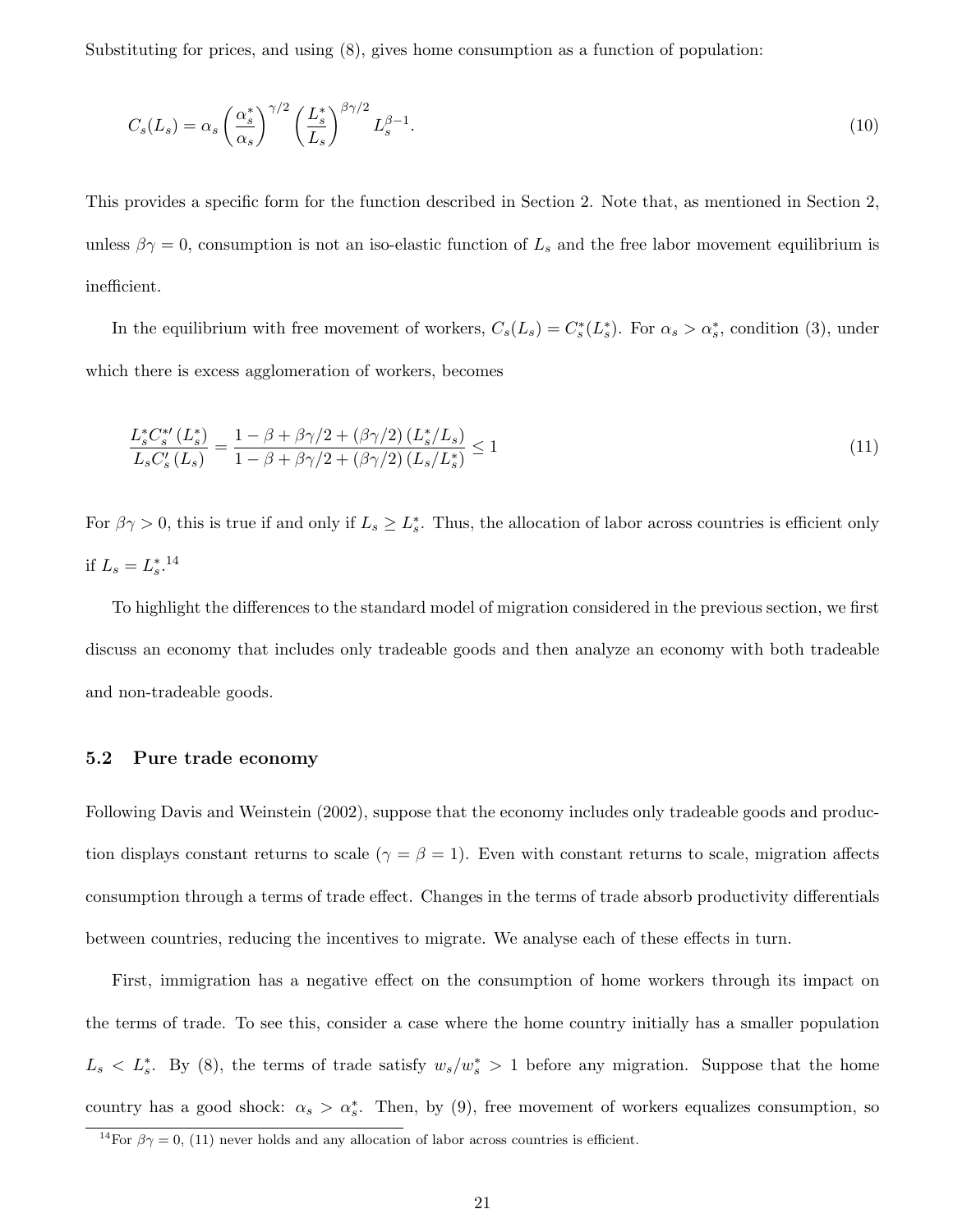Substituting for prices, and using (8), gives home consumption as a function of population:

$$C_s(L_s) = \alpha_s \left(\frac{\alpha_s^*}{\alpha_s}\right)^{\gamma/2} \left(\frac{L_s^*}{L_s}\right)^{\beta\gamma/2} L_s^{\beta-1}. \tag{10}$$

This provides a specific form for the function described in Section 2. Note that, as mentioned in Section 2, unless $\beta\gamma = 0$, consumption is not an iso-elastic function of $L_s$ and the free labor movement equilibrium is inefficient.

In the equilibrium with free movement of workers, $C_s(L_s) = C_s^*(L_s^*)$. For $\alpha_s > \alpha_s^*$, condition (3), under which there is excess agglomeration of workers, becomes

$$\frac{L_s^* C_s^{*\prime}(L_s^*)}{L_s C_s^{\prime}(L_s)} = \frac{1 - \beta + \beta\gamma/2 + (\beta\gamma/2)(L_s^*/L_s)}{1 - \beta + \beta\gamma/2 + (\beta\gamma/2)(L_s/L_s^*)} \leq 1 \tag{11}$$

For $\beta\gamma > 0$, this is true if and only if $L_s \geq L_s^*$. Thus, the allocation of labor across countries is efficient only if $L_s = L_s^*$.[14]

To highlight the differences to the standard model of migration considered in the previous section, we first discuss an economy that includes only tradeable goods and then analyze an economy with both tradeable and non-tradeable goods.

### 5.2 Pure trade economy

Following Davis and Weinstein (2002), suppose that the economy includes only tradeable goods and production displays constant returns to scale ($\gamma = \beta = 1$). Even with constant returns to scale, migration affects consumption through a terms of trade effect. Changes in the terms of trade absorb productivity differentials between countries, reducing the incentives to migrate. We analyse each of these effects in turn.

First, immigration has a negative effect on the consumption of home workers through its impact on the terms of trade. To see this, consider a case where the home country initially has a smaller population $L_s < L_s^*$. By (8), the terms of trade satisfy $w_s/w_s^* > 1$ before any migration. Suppose that the home country has a good shock: $\alpha_s > \alpha_s^*$. Then, by (9), free movement of workers equalizes consumption, so

[14] For $\beta\gamma = 0$, (11) never holds and any allocation of labor across countries is efficient.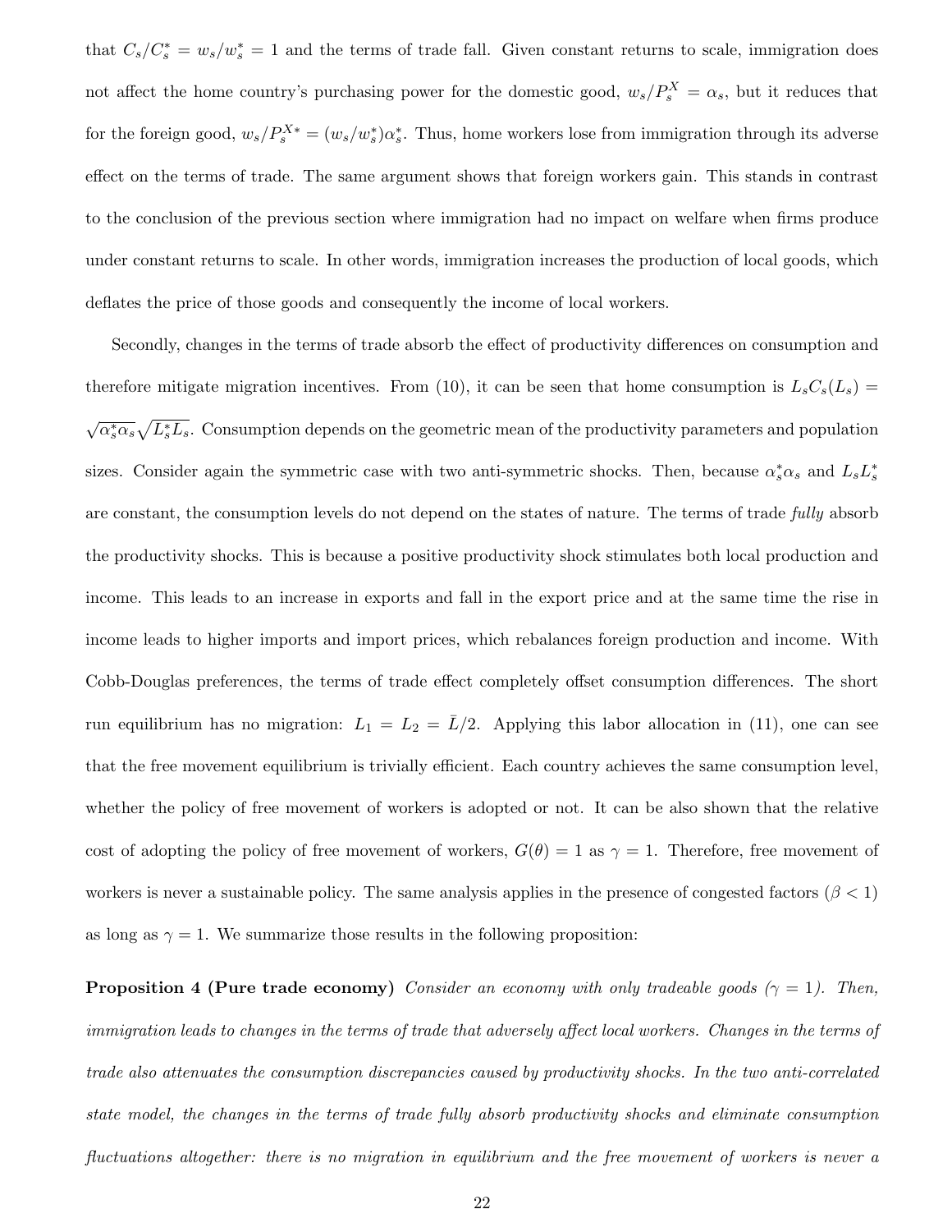that $C_s/C_s^* = w_s/w_s^* = 1$ and the terms of trade fall. Given constant returns to scale, immigration does not affect the home country's purchasing power for the domestic good, $w_s/P_s^X = \alpha_s$, but it reduces that for the foreign good, $w_s/P_s^{X*} = (w_s/w_s^*)\alpha_s^*$. Thus, home workers lose from immigration through its adverse effect on the terms of trade. The same argument shows that foreign workers gain. This stands in contrast to the conclusion of the previous section where immigration had no impact on welfare when firms produce under constant returns to scale. In other words, immigration increases the production of local goods, which deflates the price of those goods and consequently the income of local workers.

Secondly, changes in the terms of trade absorb the effect of productivity differences on consumption and therefore mitigate migration incentives. From (10), it can be seen that home consumption is $L_s C_s(L_s) = \sqrt{\alpha_s^* \alpha_s}\sqrt{L_s^* L_s}$. Consumption depends on the geometric mean of the productivity parameters and population sizes. Consider again the symmetric case with two anti-symmetric shocks. Then, because $\alpha_s^* \alpha_s$ and $L_s L_s^*$ are constant, the consumption levels do not depend on the states of nature. The terms of trade *fully* absorb the productivity shocks. This is because a positive productivity shock stimulates both local production and income. This leads to an increase in exports and fall in the export price and at the same time the rise in income leads to higher imports and import prices, which rebalances foreign production and income. With Cobb-Douglas preferences, the terms of trade effect completely offset consumption differences. The short run equilibrium has no migration: $L_1 = L_2 = \bar{L}/2$. Applying this labor allocation in (11), one can see that the free movement equilibrium is trivially efficient. Each country achieves the same consumption level, whether the policy of free movement of workers is adopted or not. It can be also shown that the relative cost of adopting the policy of free movement of workers, $G(\theta) = 1$ as $\gamma = 1$. Therefore, free movement of workers is never a sustainable policy. The same analysis applies in the presence of congested factors ($\beta < 1$) as long as $\gamma = 1$. We summarize those results in the following proposition:

**Proposition 4 (Pure trade economy)** *Consider an economy with only tradeable goods ($\gamma = 1$). Then, immigration leads to changes in the terms of trade that adversely affect local workers. Changes in the terms of trade also attenuates the consumption discrepancies caused by productivity shocks. In the two anti-correlated state model, the changes in the terms of trade fully absorb productivity shocks and eliminate consumption fluctuations altogether: there is no migration in equilibrium and the free movement of workers is never a*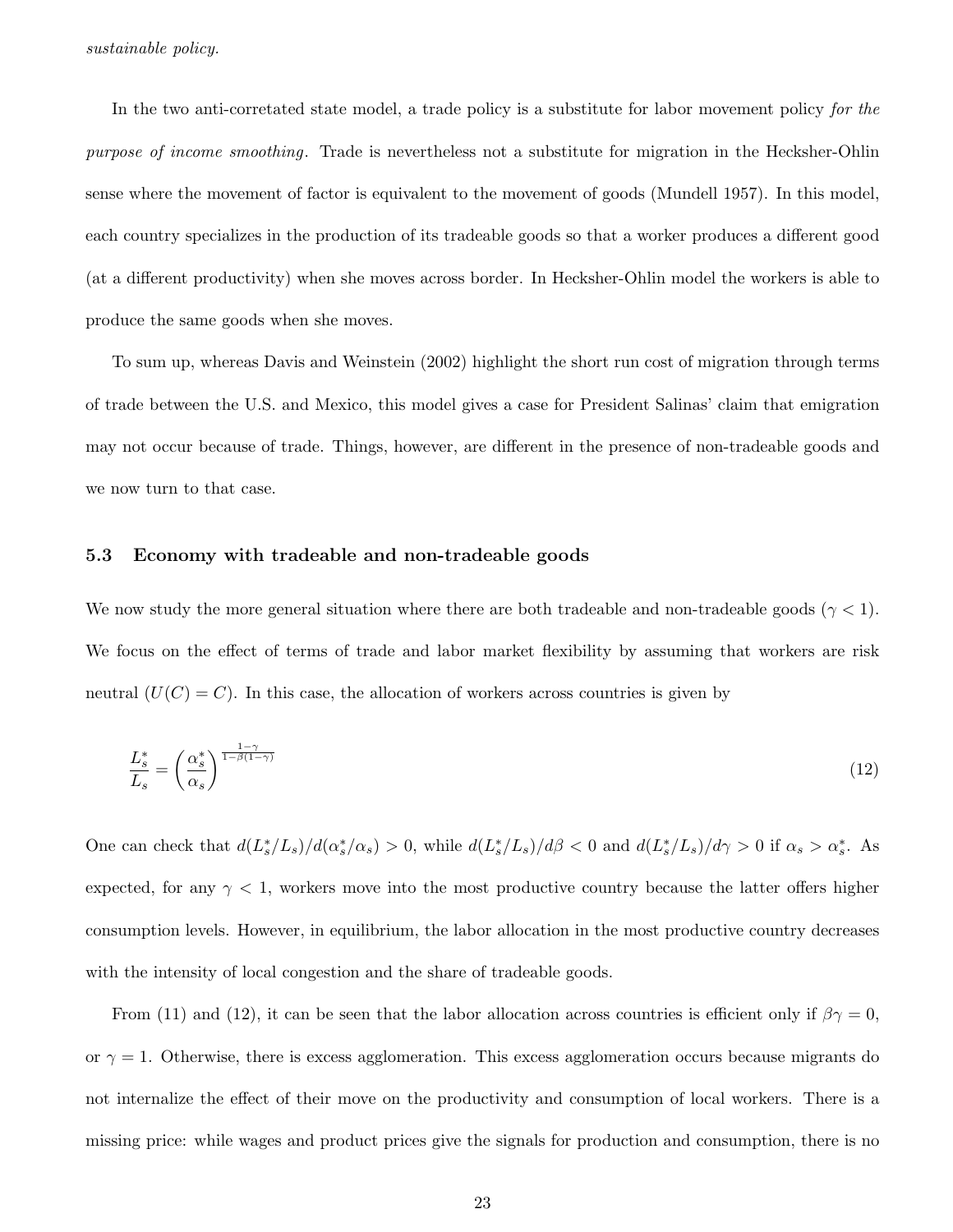*sustainable policy.*

In the two anti-corretated state model, a trade policy is a substitute for labor movement policy *for the purpose of income smoothing*. Trade is nevertheless not a substitute for migration in the Hecksher-Ohlin sense where the movement of factor is equivalent to the movement of goods (Mundell 1957). In this model, each country specializes in the production of its tradeable goods so that a worker produces a different good (at a different productivity) when she moves across border. In Hecksher-Ohlin model the workers is able to produce the same goods when she moves.

To sum up, whereas Davis and Weinstein (2002) highlight the short run cost of migration through terms of trade between the U.S. and Mexico, this model gives a case for President Salinas' claim that emigration may not occur because of trade. Things, however, are different in the presence of non-tradeable goods and we now turn to that case.

### 5.3 Economy with tradeable and non-tradeable goods

We now study the more general situation where there are both tradeable and non-tradeable goods ($\gamma < 1$). We focus on the effect of terms of trade and labor market flexibility by assuming that workers are risk neutral ($U(C) = C$). In this case, the allocation of workers across countries is given by

$$\frac{L_s^*}{L_s} = \left(\frac{\alpha_s^*}{\alpha_s}\right)^{\frac{1-\gamma}{1-\beta(1-\gamma)}} \tag{12}$$

One can check that $d(L_s^*/L_s)/d(\alpha_s^*/\alpha_s) > 0$, while $d(L_s^*/L_s)/d\beta < 0$ and $d(L_s^*/L_s)/d\gamma > 0$ if $\alpha_s > \alpha_s^*$. As expected, for any $\gamma < 1$, workers move into the most productive country because the latter offers higher consumption levels. However, in equilibrium, the labor allocation in the most productive country decreases with the intensity of local congestion and the share of tradeable goods.

From (11) and (12), it can be seen that the labor allocation across countries is efficient only if $\beta\gamma = 0$, or $\gamma = 1$. Otherwise, there is excess agglomeration. This excess agglomeration occurs because migrants do not internalize the effect of their move on the productivity and consumption of local workers. There is a missing price: while wages and product prices give the signals for production and consumption, there is no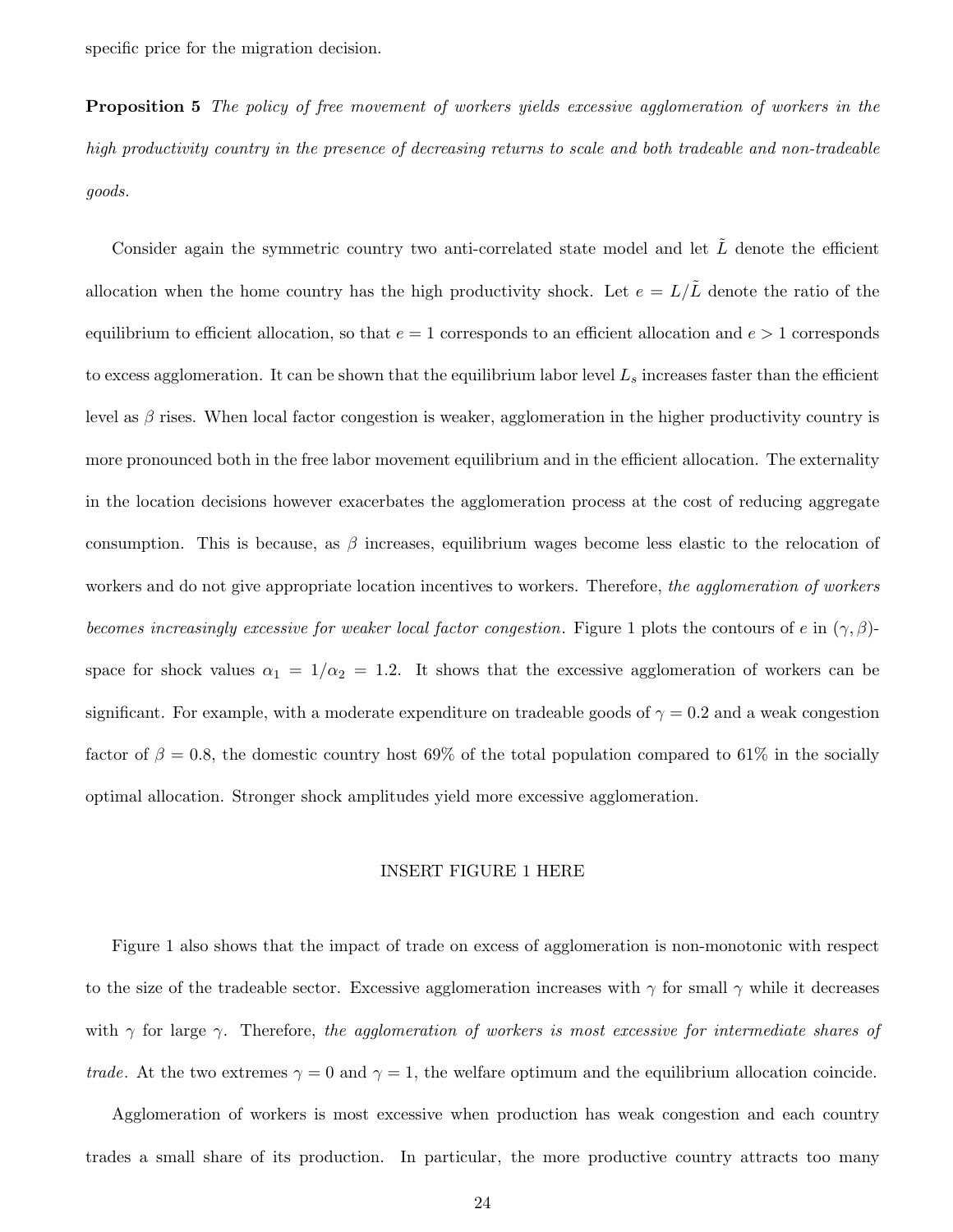specific price for the migration decision.

**Proposition 5** *The policy of free movement of workers yields excessive agglomeration of workers in the high productivity country in the presence of decreasing returns to scale and both tradeable and non-tradeable goods.*

Consider again the symmetric country two anti-correlated state model and let $\tilde{L}$ denote the efficient allocation when the home country has the high productivity shock. Let $e = L/\tilde{L}$ denote the ratio of the equilibrium to efficient allocation, so that $e = 1$ corresponds to an efficient allocation and $e > 1$ corresponds to excess agglomeration. It can be shown that the equilibrium labor level $L_s$ increases faster than the efficient level as $\beta$ rises. When local factor congestion is weaker, agglomeration in the higher productivity country is more pronounced both in the free labor movement equilibrium and in the efficient allocation. The externality in the location decisions however exacerbates the agglomeration process at the cost of reducing aggregate consumption. This is because, as $\beta$ increases, equilibrium wages become less elastic to the relocation of workers and do not give appropriate location incentives to workers. Therefore, *the agglomeration of workers becomes increasingly excessive for weaker local factor congestion*. Figure 1 plots the contours of $e$ in $(\gamma, \beta)$-space for shock values $\alpha_1 = 1/\alpha_2 = 1.2$. It shows that the excessive agglomeration of workers can be significant. For example, with a moderate expenditure on tradeable goods of $\gamma = 0.2$ and a weak congestion factor of $\beta = 0.8$, the domestic country host 69% of the total population compared to 61% in the socially optimal allocation. Stronger shock amplitudes yield more excessive agglomeration.

INSERT FIGURE 1 HERE

Figure 1 also shows that the impact of trade on excess of agglomeration is non-monotonic with respect to the size of the tradeable sector. Excessive agglomeration increases with $\gamma$ for small $\gamma$ while it decreases with $\gamma$ for large $\gamma$. Therefore, *the agglomeration of workers is most excessive for intermediate shares of trade*. At the two extremes $\gamma = 0$ and $\gamma = 1$, the welfare optimum and the equilibrium allocation coincide.

Agglomeration of workers is most excessive when production has weak congestion and each country trades a small share of its production. In particular, the more productive country attracts too many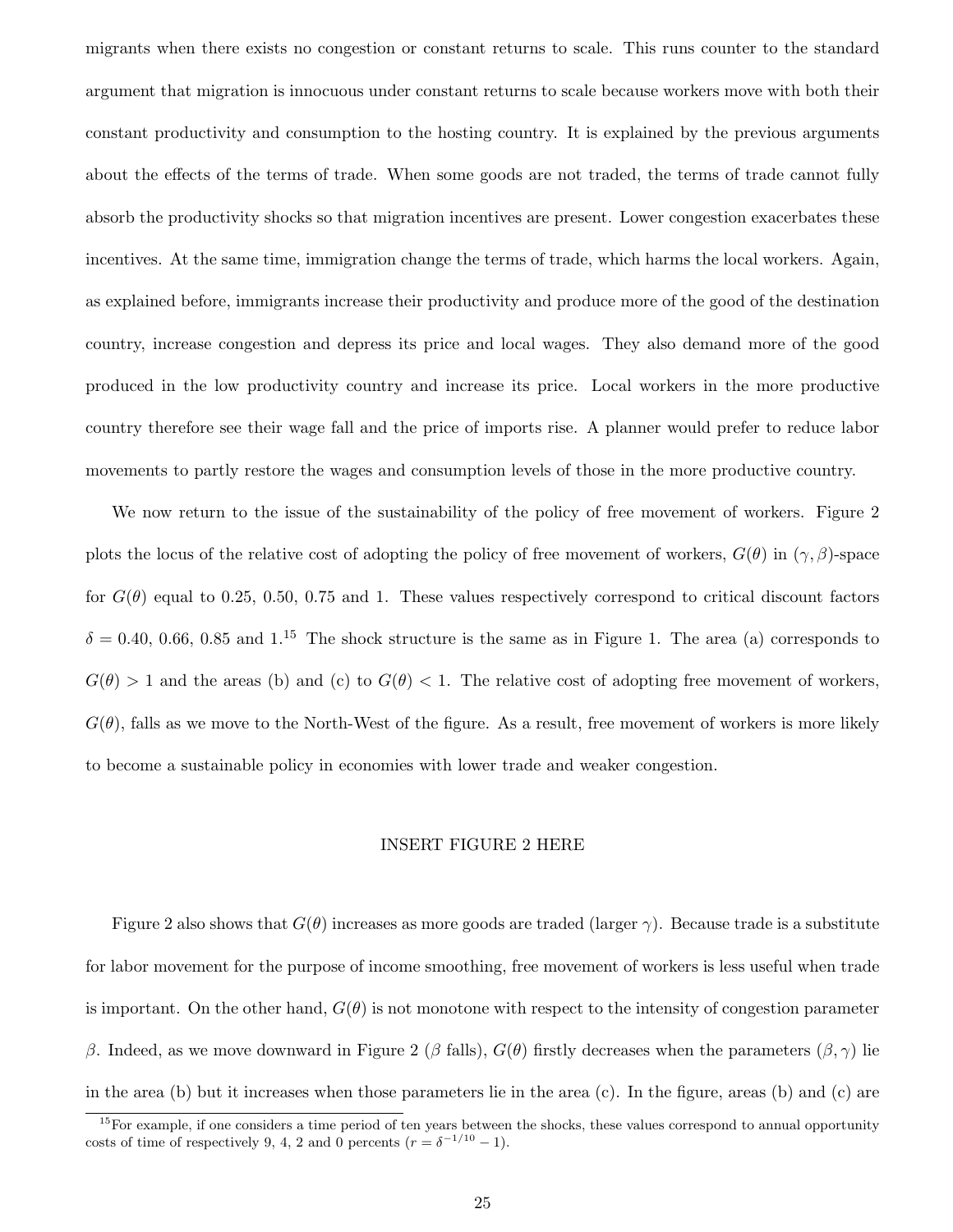migrants when there exists no congestion or constant returns to scale. This runs counter to the standard argument that migration is innocuous under constant returns to scale because workers move with both their constant productivity and consumption to the hosting country. It is explained by the previous arguments about the effects of the terms of trade. When some goods are not traded, the terms of trade cannot fully absorb the productivity shocks so that migration incentives are present. Lower congestion exacerbates these incentives. At the same time, immigration change the terms of trade, which harms the local workers. Again, as explained before, immigrants increase their productivity and produce more of the good of the destination country, increase congestion and depress its price and local wages. They also demand more of the good produced in the low productivity country and increase its price. Local workers in the more productive country therefore see their wage fall and the price of imports rise. A planner would prefer to reduce labor movements to partly restore the wages and consumption levels of those in the more productive country.

We now return to the issue of the sustainability of the policy of free movement of workers. Figure 2 plots the locus of the relative cost of adopting the policy of free movement of workers, $G(\theta)$ in $(\gamma, \beta)$-space for $G(\theta)$ equal to 0.25, 0.50, 0.75 and 1. These values respectively correspond to critical discount factors $\delta = 0.40$, 0.66, 0.85 and 1.[15] The shock structure is the same as in Figure 1. The area (a) corresponds to $G(\theta) > 1$ and the areas (b) and (c) to $G(\theta) < 1$. The relative cost of adopting free movement of workers, $G(\theta)$, falls as we move to the North-West of the figure. As a result, free movement of workers is more likely to become a sustainable policy in economies with lower trade and weaker congestion.

INSERT FIGURE 2 HERE

Figure 2 also shows that $G(\theta)$ increases as more goods are traded (larger $\gamma$). Because trade is a substitute for labor movement for the purpose of income smoothing, free movement of workers is less useful when trade is important. On the other hand, $G(\theta)$ is not monotone with respect to the intensity of congestion parameter $\beta$. Indeed, as we move downward in Figure 2 ($\beta$ falls), $G(\theta)$ firstly decreases when the parameters $(\beta, \gamma)$ lie in the area (b) but it increases when those parameters lie in the area (c). In the figure, areas (b) and (c) are

[15]For example, if one considers a time period of ten years between the shocks, these values correspond to annual opportunity costs of time of respectively 9, 4, 2 and 0 percents ($r = \delta^{-1/10} - 1$).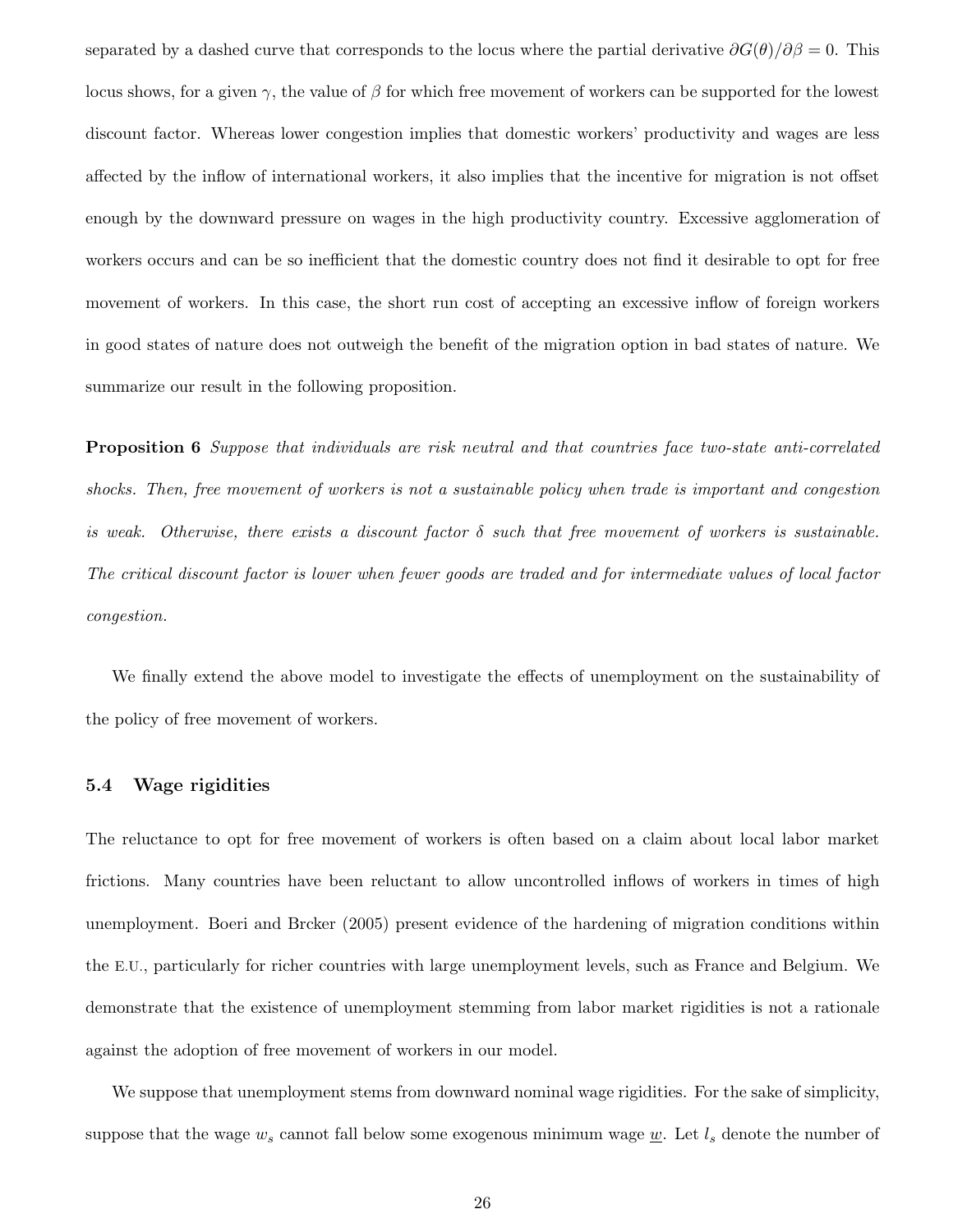separated by a dashed curve that corresponds to the locus where the partial derivative $\partial G(\theta)/\partial\beta = 0$. This locus shows, for a given $\gamma$, the value of $\beta$ for which free movement of workers can be supported for the lowest discount factor. Whereas lower congestion implies that domestic workers' productivity and wages are less affected by the inflow of international workers, it also implies that the incentive for migration is not offset enough by the downward pressure on wages in the high productivity country. Excessive agglomeration of workers occurs and can be so inefficient that the domestic country does not find it desirable to opt for free movement of workers. In this case, the short run cost of accepting an excessive inflow of foreign workers in good states of nature does not outweigh the benefit of the migration option in bad states of nature. We summarize our result in the following proposition.

**Proposition 6** *Suppose that individuals are risk neutral and that countries face two-state anti-correlated shocks. Then, free movement of workers is not a sustainable policy when trade is important and congestion is weak. Otherwise, there exists a discount factor $\delta$ such that free movement of workers is sustainable. The critical discount factor is lower when fewer goods are traded and for intermediate values of local factor congestion.*

We finally extend the above model to investigate the effects of unemployment on the sustainability of the policy of free movement of workers.

### 5.4 Wage rigidities

The reluctance to opt for free movement of workers is often based on a claim about local labor market frictions. Many countries have been reluctant to allow uncontrolled inflows of workers in times of high unemployment. Boeri and Brcker (2005) present evidence of the hardening of migration conditions within the E.U., particularly for richer countries with large unemployment levels, such as France and Belgium. We demonstrate that the existence of unemployment stemming from labor market rigidities is not a rationale against the adoption of free movement of workers in our model.

We suppose that unemployment stems from downward nominal wage rigidities. For the sake of simplicity, suppose that the wage $w_s$ cannot fall below some exogenous minimum wage $\underline{w}$. Let $l_s$ denote the number of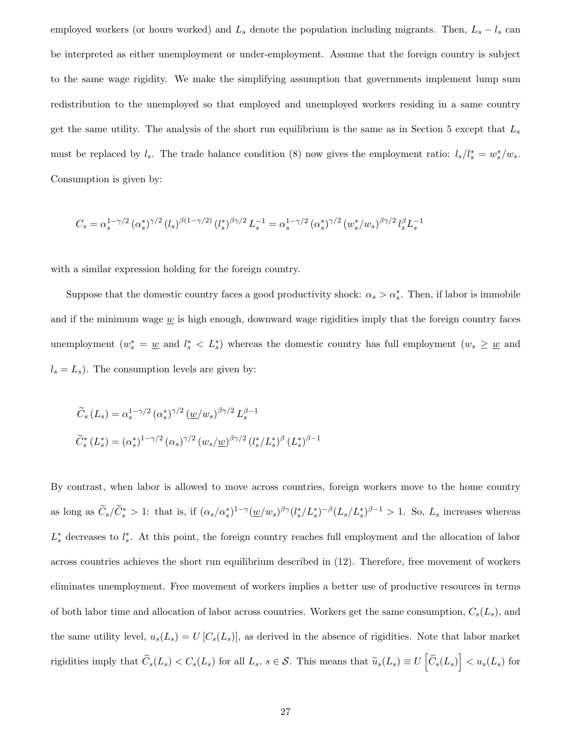employed workers (or hours worked) and $L_s$ denote the population including migrants. Then, $L_s - l_s$ can be interpreted as either unemployment or under-employment. Assume that the foreign country is subject to the same wage rigidity. We make the simplifying assumption that governments implement lump sum redistribution to the unemployed so that employed and unemployed workers residing in a same country get the same utility. The analysis of the short run equilibrium is the same as in Section 5 except that $L_s$ must be replaced by $l_s$. The trade balance condition (8) now gives the employment ratio: $l_s/l_s^* = w_s^*/w_s$. Consumption is given by:

$$C_s = \alpha_s^{1-\gamma/2} \left(\alpha_s^*\right)^{\gamma/2} \left(l_s\right)^{\beta(1-\gamma/2)} \left(l_s^*\right)^{\beta\gamma/2} L_s^{-1} = \alpha_s^{1-\gamma/2} \left(\alpha_s^*\right)^{\gamma/2} \left(w_s^*/w_s\right)^{\beta\gamma/2} l_s^{\beta} L_s^{-1}$$

with a similar expression holding for the foreign country.

Suppose that the domestic country faces a good productivity shock: $\alpha_s > \alpha_s^*$. Then, if labor is immobile and if the minimum wage $\underline{w}$ is high enough, downward wage rigidities imply that the foreign country faces unemployment ($w_s^* = \underline{w}$ and $l_s^* < L_s^*$) whereas the domestic country has full employment ($w_s \geq \underline{w}$ and $l_s = L_s$). The consumption levels are given by:

$$\widetilde{C}_s\left(L_s\right) = \alpha_s^{1-\gamma/2} \left(\alpha_s^*\right)^{\gamma/2} \left(\underline{w}/w_s\right)^{\beta\gamma/2} L_s^{\beta-1}$$

$$\widetilde{C}_s^*\left(L_s^*\right) = \left(\alpha_s^*\right)^{1-\gamma/2} \left(\alpha_s\right)^{\gamma/2} \left(w_s/\underline{w}\right)^{\beta\gamma/2} \left(l_s^*/L_s^*\right)^{\beta} \left(L_s^*\right)^{\beta-1}$$

By contrast, when labor is allowed to move across countries, foreign workers move to the home country as long as $\widetilde{C}_s/\widetilde{C}_s^* > 1$: that is, if $(\alpha_s/\alpha_s^*)^{1-\gamma}(\underline{w}/w_s)^{\beta\gamma}(l_s^*/L_s^*)^{-\beta}(L_s/L_s^*)^{\beta-1} > 1$. So, $L_s$ increases whereas $L_s^*$ decreases to $l_s^*$. At this point, the foreign country reaches full employment and the allocation of labor across countries achieves the short run equilibrium described in (12). Therefore, free movement of workers eliminates unemployment. Free movement of workers implies a better use of productive resources in terms of both labor time and allocation of labor across countries. Workers get the same consumption, $C_s(L_s)$, and the same utility level, $u_s(L_s) = U\left[C_s(L_s)\right]$, as derived in the absence of rigidities. Note that labor market rigidities imply that $\widetilde{C}_s(L_s) < C_s(L_s)$ for all $L_s$, $s \in \mathcal{S}$. This means that $\widetilde{u}_s(L_s) \equiv U\left[\widetilde{C}_s(L_s)\right] < u_s(L_s)$ for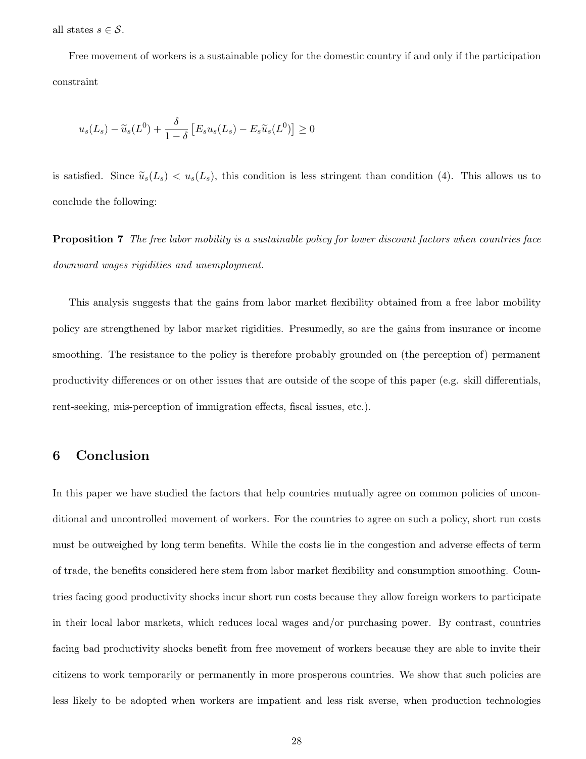all states $s \in \mathcal{S}$.

Free movement of workers is a sustainable policy for the domestic country if and only if the participation constraint

$$u_s(L_s) - \widetilde{u}_s(L^0) + \frac{\delta}{1-\delta}\left[E_s u_s(L_s) - E_s \widetilde{u}_s(L^0)\right] \geq 0$$

is satisfied. Since $\widetilde{u}_s(L_s) < u_s(L_s)$, this condition is less stringent than condition (4). This allows us to conclude the following:

**Proposition 7** *The free labor mobility is a sustainable policy for lower discount factors when countries face downward wages rigidities and unemployment.*

This analysis suggests that the gains from labor market flexibility obtained from a free labor mobility policy are strengthened by labor market rigidities. Presumedly, so are the gains from insurance or income smoothing. The resistance to the policy is therefore probably grounded on (the perception of) permanent productivity differences or on other issues that are outside of the scope of this paper (e.g. skill differentials, rent-seeking, mis-perception of immigration effects, fiscal issues, etc.).

## 6 Conclusion

In this paper we have studied the factors that help countries mutually agree on common policies of unconditional and uncontrolled movement of workers. For the countries to agree on such a policy, short run costs must be outweighed by long term benefits. While the costs lie in the congestion and adverse effects of term of trade, the benefits considered here stem from labor market flexibility and consumption smoothing. Countries facing good productivity shocks incur short run costs because they allow foreign workers to participate in their local labor markets, which reduces local wages and/or purchasing power. By contrast, countries facing bad productivity shocks benefit from free movement of workers because they are able to invite their citizens to work temporarily or permanently in more prosperous countries. We show that such policies are less likely to be adopted when workers are impatient and less risk averse, when production technologies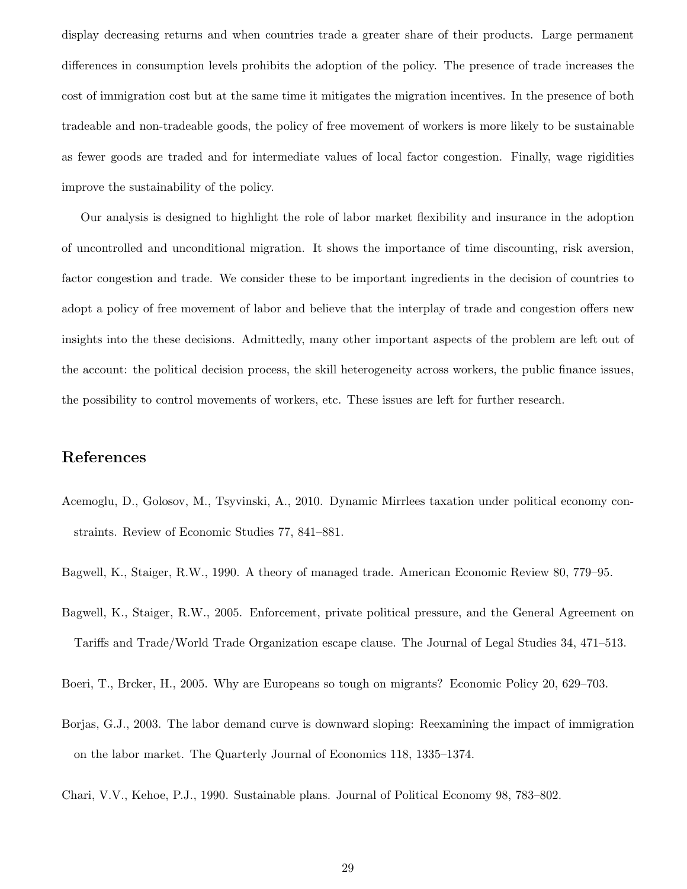display decreasing returns and when countries trade a greater share of their products. Large permanent differences in consumption levels prohibits the adoption of the policy. The presence of trade increases the cost of immigration cost but at the same time it mitigates the migration incentives. In the presence of both tradeable and non-tradeable goods, the policy of free movement of workers is more likely to be sustainable as fewer goods are traded and for intermediate values of local factor congestion. Finally, wage rigidities improve the sustainability of the policy.

Our analysis is designed to highlight the role of labor market flexibility and insurance in the adoption of uncontrolled and unconditional migration. It shows the importance of time discounting, risk aversion, factor congestion and trade. We consider these to be important ingredients in the decision of countries to adopt a policy of free movement of labor and believe that the interplay of trade and congestion offers new insights into the these decisions. Admittedly, many other important aspects of the problem are left out of the account: the political decision process, the skill heterogeneity across workers, the public finance issues, the possibility to control movements of workers, etc. These issues are left for further research.

## References

Acemoglu, D., Golosov, M., Tsyvinski, A., 2010. Dynamic Mirrlees taxation under political economy constraints. Review of Economic Studies 77, 841–881.

Bagwell, K., Staiger, R.W., 1990. A theory of managed trade. American Economic Review 80, 779–95.

Bagwell, K., Staiger, R.W., 2005. Enforcement, private political pressure, and the General Agreement on Tariffs and Trade/World Trade Organization escape clause. The Journal of Legal Studies 34, 471–513.

Boeri, T., Brcker, H., 2005. Why are Europeans so tough on migrants? Economic Policy 20, 629–703.

Borjas, G.J., 2003. The labor demand curve is downward sloping: Reexamining the impact of immigration on the labor market. The Quarterly Journal of Economics 118, 1335–1374.

Chari, V.V., Kehoe, P.J., 1990. Sustainable plans. Journal of Political Economy 98, 783–802.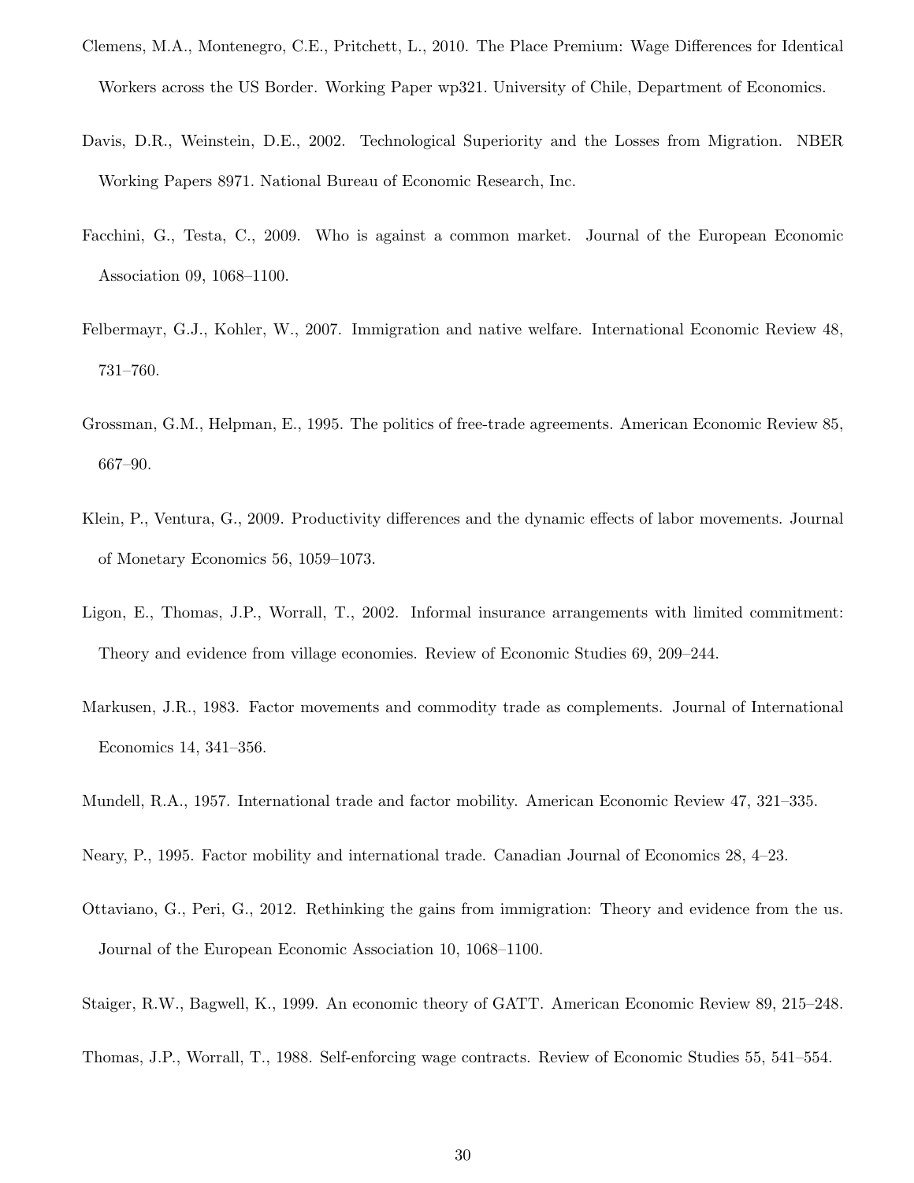Clemens, M.A., Montenegro, C.E., Pritchett, L., 2010. The Place Premium: Wage Differences for Identical Workers across the US Border. Working Paper wp321. University of Chile, Department of Economics.

Davis, D.R., Weinstein, D.E., 2002. Technological Superiority and the Losses from Migration. NBER Working Papers 8971. National Bureau of Economic Research, Inc.

Facchini, G., Testa, C., 2009. Who is against a common market. Journal of the European Economic Association 09, 1068–1100.

Felbermayr, G.J., Kohler, W., 2007. Immigration and native welfare. International Economic Review 48, 731–760.

Grossman, G.M., Helpman, E., 1995. The politics of free-trade agreements. American Economic Review 85, 667–90.

Klein, P., Ventura, G., 2009. Productivity differences and the dynamic effects of labor movements. Journal of Monetary Economics 56, 1059–1073.

Ligon, E., Thomas, J.P., Worrall, T., 2002. Informal insurance arrangements with limited commitment: Theory and evidence from village economies. Review of Economic Studies 69, 209–244.

Markusen, J.R., 1983. Factor movements and commodity trade as complements. Journal of International Economics 14, 341–356.

Mundell, R.A., 1957. International trade and factor mobility. American Economic Review 47, 321–335.

Neary, P., 1995. Factor mobility and international trade. Canadian Journal of Economics 28, 4–23.

Ottaviano, G., Peri, G., 2012. Rethinking the gains from immigration: Theory and evidence from the us. Journal of the European Economic Association 10, 1068–1100.

Staiger, R.W., Bagwell, K., 1999. An economic theory of GATT. American Economic Review 89, 215–248.

Thomas, J.P., Worrall, T., 1988. Self-enforcing wage contracts. Review of Economic Studies 55, 541–554.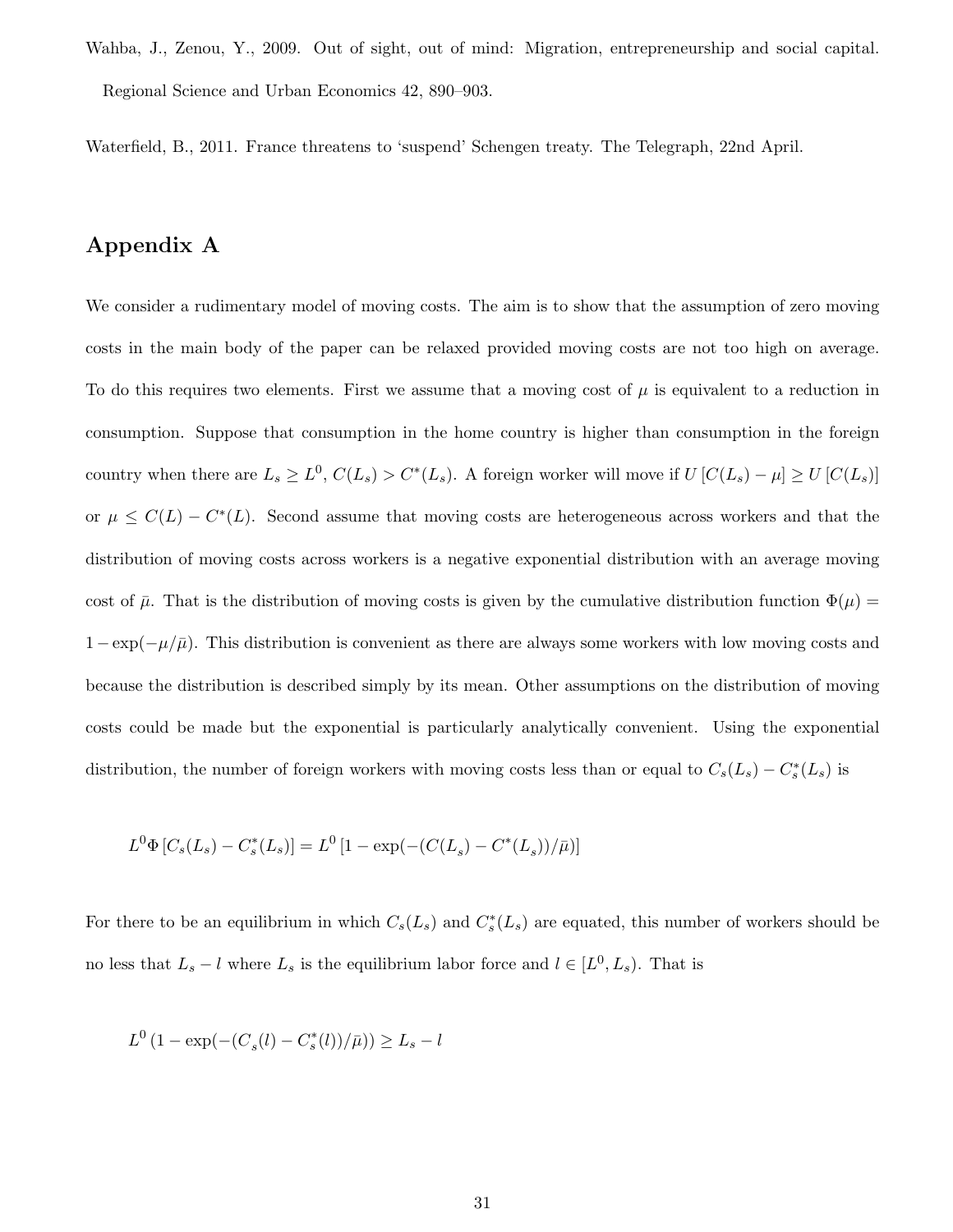Wahba, J., Zenou, Y., 2009. Out of sight, out of mind: Migration, entrepreneurship and social capital. Regional Science and Urban Economics 42, 890–903.

Waterfield, B., 2011. France threatens to 'suspend' Schengen treaty. The Telegraph, 22nd April.

## Appendix A

We consider a rudimentary model of moving costs. The aim is to show that the assumption of zero moving costs in the main body of the paper can be relaxed provided moving costs are not too high on average. To do this requires two elements. First we assume that a moving cost of $\mu$ is equivalent to a reduction in consumption. Suppose that consumption in the home country is higher than consumption in the foreign country when there are $L_s \geq L^0$, $C(L_s) > C^*(L_s)$. A foreign worker will move if $U\left[C(L_s) - \mu\right] \geq U\left[C(L_s)\right]$ or $\mu \leq C(L) - C^*(L)$. Second assume that moving costs are heterogeneous across workers and that the distribution of moving costs across workers is a negative exponential distribution with an average moving cost of $\bar{\mu}$. That is the distribution of moving costs is given by the cumulative distribution function $\Phi(\mu) = 1 - \exp(-\mu/\bar{\mu})$. This distribution is convenient as there are always some workers with low moving costs and because the distribution is described simply by its mean. Other assumptions on the distribution of moving costs could be made but the exponential is particularly analytically convenient. Using the exponential distribution, the number of foreign workers with moving costs less than or equal to $C_s(L_s) - C_s^*(L_s)$ is

$$L^0 \Phi\left[C_s(L_s) - C_s^*(L_s)\right] = L^0\left[1 - \exp(-(C(L_s) - C^*(L_s))/\bar{\mu})\right]$$

For there to be an equilibrium in which $C_s(L_s)$ and $C_s^*(L_s)$ are equated, this number of workers should be no less that $L_s - l$ where $L_s$ is the equilibrium labor force and $l \in [L^0, L_s)$. That is

$$L^0\left(1 - \exp(-(C_s(l) - C_s^*(l))/\bar{\mu})\right) \geq L_s - l$$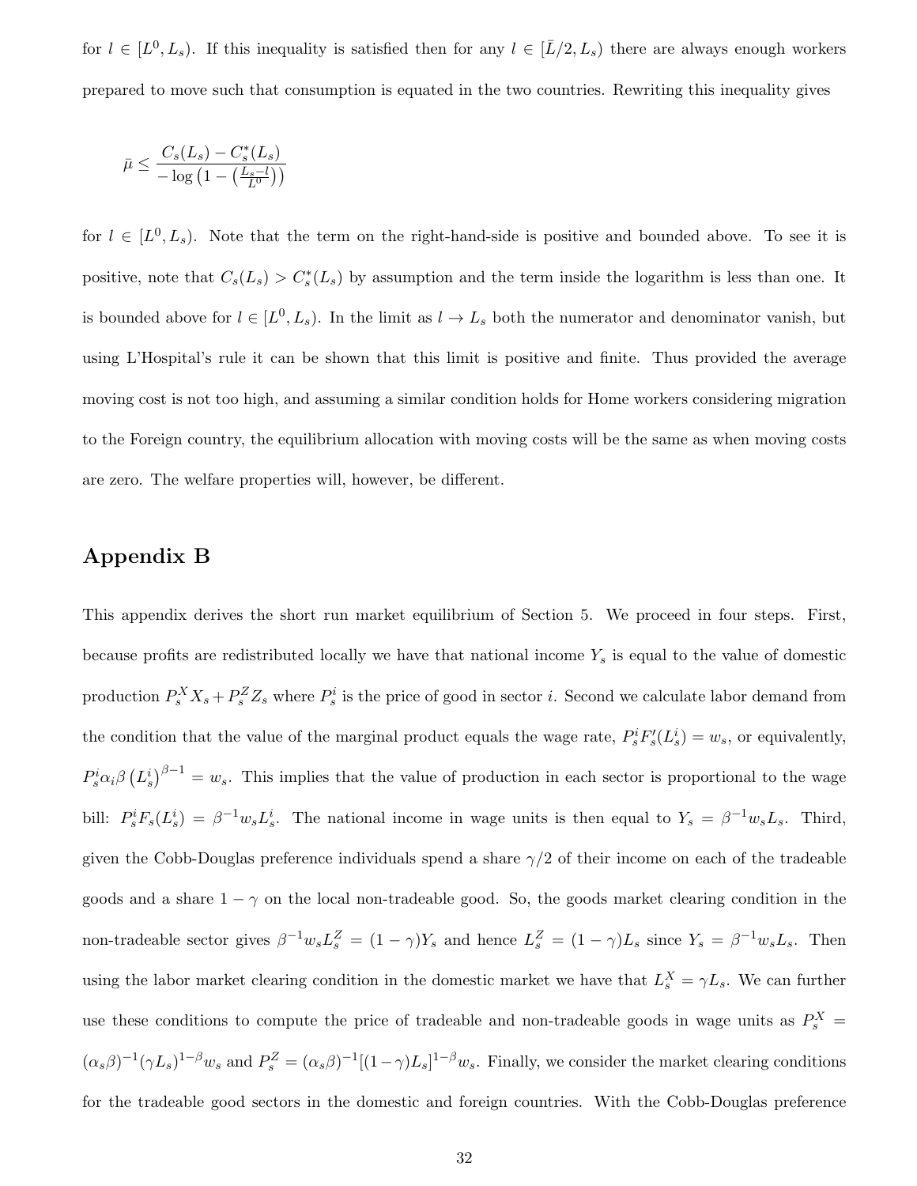for $l \in [L^0, L_s)$. If this inequality is satisfied then for any $l \in [\bar{L}/2, L_s)$ there are always enough workers prepared to move such that consumption is equated in the two countries. Rewriting this inequality gives

$$\bar{\mu} \leq \frac{C_s(L_s) - C_s^*(L_s)}{-\log\left(1 - \left(\frac{L_s - l}{L^0}\right)\right)}$$

for $l \in [L^0, L_s)$. Note that the term on the right-hand-side is positive and bounded above. To see it is positive, note that $C_s(L_s) > C_s^*(L_s)$ by assumption and the term inside the logarithm is less than one. It is bounded above for $l \in [L^0, L_s)$. In the limit as $l \to L_s$ both the numerator and denominator vanish, but using L'Hospital's rule it can be shown that this limit is positive and finite. Thus provided the average moving cost is not too high, and assuming a similar condition holds for Home workers considering migration to the Foreign country, the equilibrium allocation with moving costs will be the same as when moving costs are zero. The welfare properties will, however, be different.

## Appendix B

This appendix derives the short run market equilibrium of Section 5. We proceed in four steps. First, because profits are redistributed locally we have that national income $Y_s$ is equal to the value of domestic production $P_s^X X_s + P_s^Z Z_s$ where $P_s^i$ is the price of good in sector $i$. Second we calculate labor demand from the condition that the value of the marginal product equals the wage rate, $P_s^i F_s'(L_s^i) = w_s$, or equivalently, $P_s^i \alpha_i \beta \left(L_s^i\right)^{\beta - 1} = w_s$. This implies that the value of production in each sector is proportional to the wage bill: $P_s^i F_s(L_s^i) = \beta^{-1} w_s L_s^i$. The national income in wage units is then equal to $Y_s = \beta^{-1} w_s L_s$. Third, given the Cobb-Douglas preference individuals spend a share $\gamma/2$ of their income on each of the tradeable goods and a share $1 - \gamma$ on the local non-tradeable good. So, the goods market clearing condition in the non-tradeable sector gives $\beta^{-1} w_s L_s^Z = (1 - \gamma) Y_s$ and hence $L_s^Z = (1 - \gamma) L_s$ since $Y_s = \beta^{-1} w_s L_s$. Then using the labor market clearing condition in the domestic market we have that $L_s^X = \gamma L_s$. We can further use these conditions to compute the price of tradeable and non-tradeable goods in wage units as $P_s^X = (\alpha_s \beta)^{-1} (\gamma L_s)^{1-\beta} w_s$ and $P_s^Z = (\alpha_s \beta)^{-1} [(1 - \gamma) L_s]^{1-\beta} w_s$. Finally, we consider the market clearing conditions for the tradeable good sectors in the domestic and foreign countries. With the Cobb-Douglas preference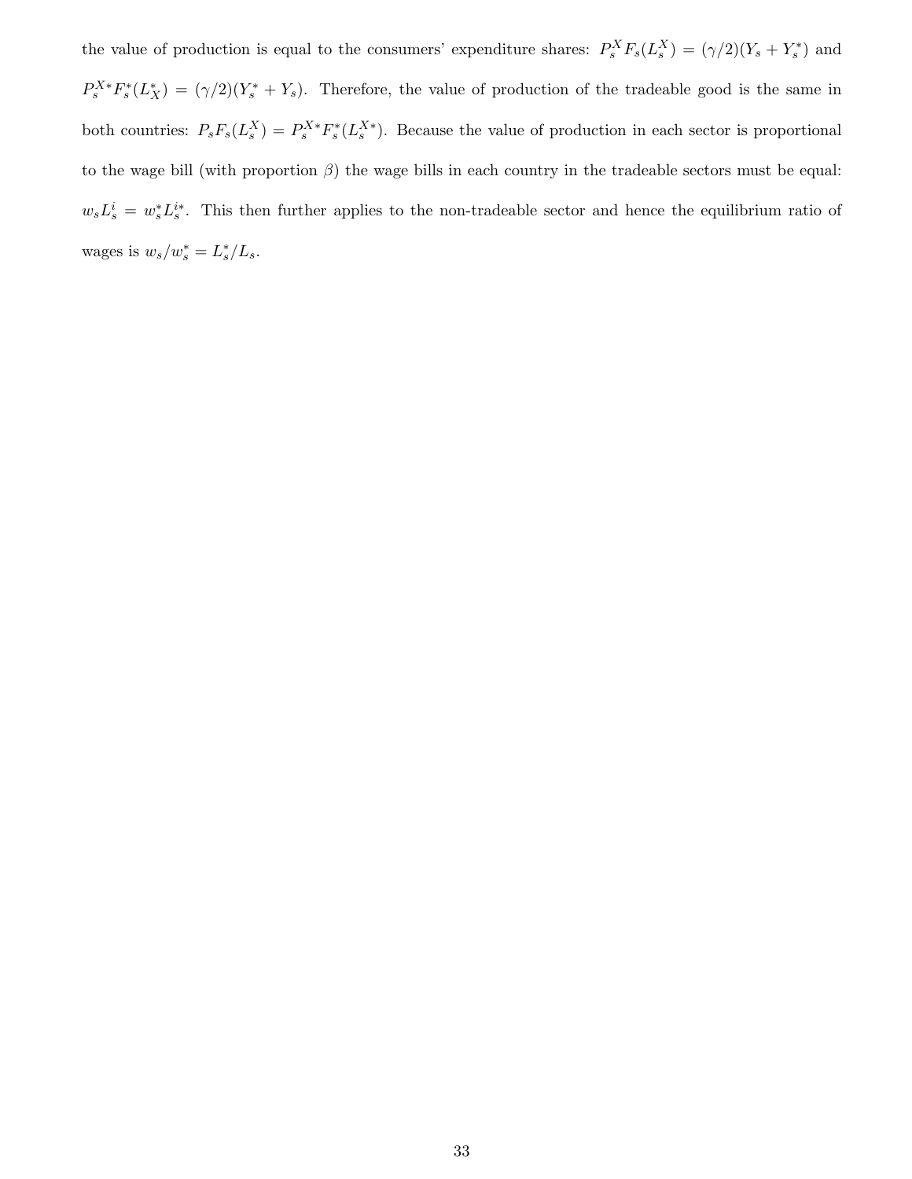the value of production is equal to the consumers' expenditure shares: $P_s^X F_s(L_s^X) = (\gamma/2)(Y_s + Y_s^*)$ and $P_s^{X*} F_s^*(L_X^*) = (\gamma/2)(Y_s^* + Y_s)$. Therefore, the value of production of the tradeable good is the same in both countries: $P_s F_s(L_s^X) = P_s^{X*} F_s^*(L_s^{X*})$. Because the value of production in each sector is proportional to the wage bill (with proportion $\beta$) the wage bills in each country in the tradeable sectors must be equal: $w_s L_s^i = w_s^* L_s^{i*}$. This then further applies to the non-tradeable sector and hence the equilibrium ratio of wages is $w_s/w_s^* = L_s^*/L_s$.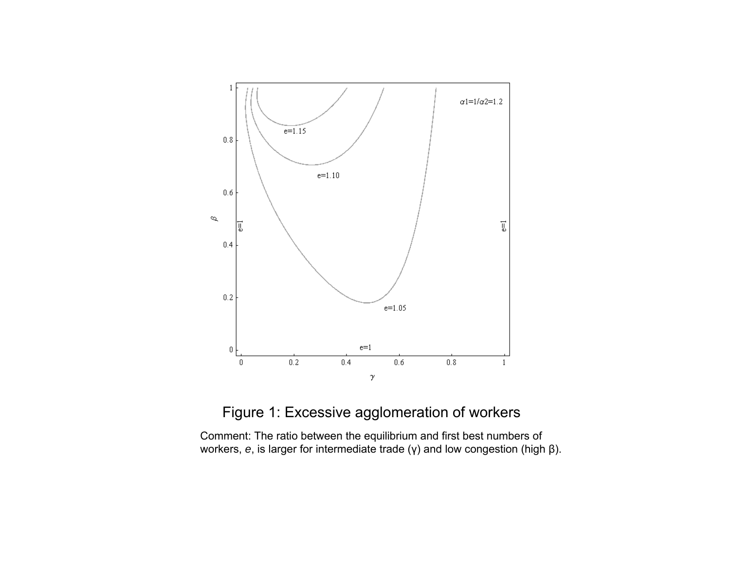$\alpha1=1/\alpha2=1.2$

e=1.15

e=1.10

e=1.05

e=1

e=1

e=1

$\beta$

$\gamma$

0

0.2

0.4

0.6

0.8

1

Figure 1: Excessive agglomeration of workers

Comment: The ratio between the equilibrium and first best numbers of workers, *e*, is larger for intermediate trade ($\gamma$) and low congestion (high $\beta$).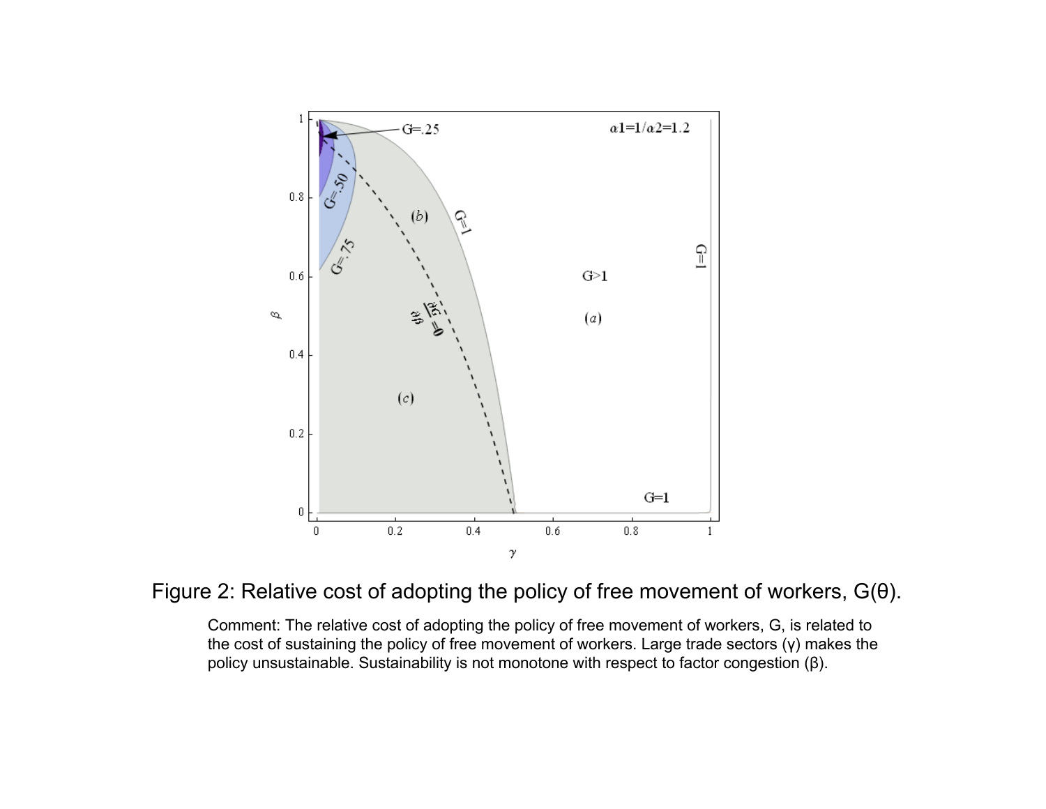$\alpha 1=1/\alpha 2=1.2$

G=.25

G=.50

G=.75

(b)

G=1

G>1

(a)

G=1

$\frac{\partial G}{\partial \beta}=0$

(c)

G=1

$\beta$

$\gamma$

0

0.2

0.4

0.6

0.8

1

0

0.2

0.4

0.6

0.8

1

Figure 2: Relative cost of adopting the policy of free movement of workers, G(θ).

Comment: The relative cost of adopting the policy of free movement of workers, G, is related to the cost of sustaining the policy of free movement of workers. Large trade sectors (γ) makes the policy unsustainable. Sustainability is not monotone with respect to factor congestion (β).